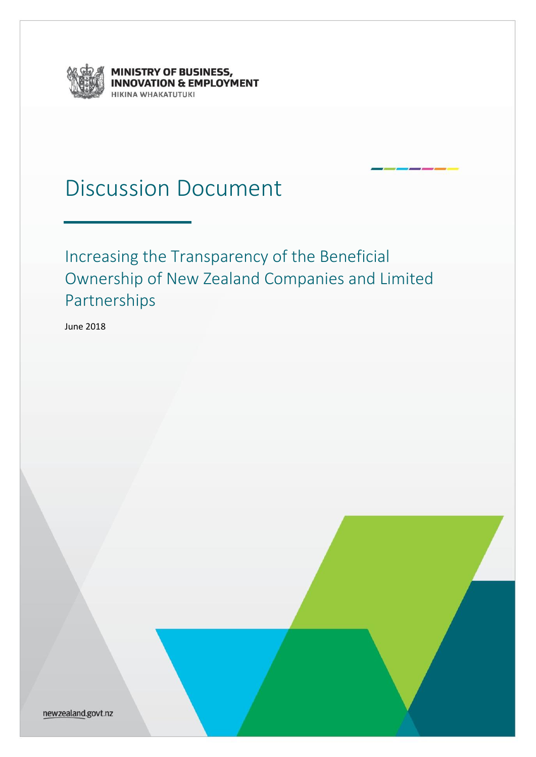MINISTRY OF BUSINESS, INNOVATION & EMPLOYMENT
HIKINA WHAKATUTUKI

# Discussion Document

## Increasing the Transparency of the Beneficial Ownership of New Zealand Companies and Limited Partnerships

June 2018

newzealand.govt.nz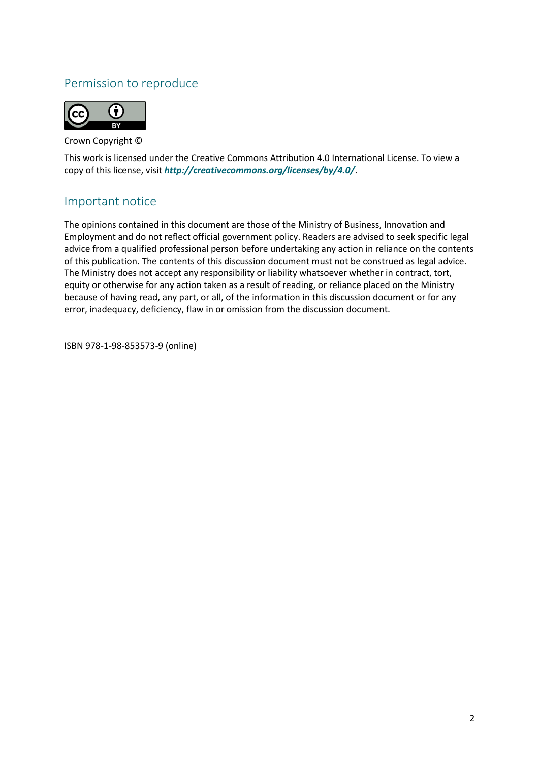## Permission to reproduce

Crown Copyright ©

This work is licensed under the Creative Commons Attribution 4.0 International License. To view a copy of this license, visit ***http://creativecommons.org/licenses/by/4.0/***.

## Important notice

The opinions contained in this document are those of the Ministry of Business, Innovation and Employment and do not reflect official government policy. Readers are advised to seek specific legal advice from a qualified professional person before undertaking any action in reliance on the contents of this publication. The contents of this discussion document must not be construed as legal advice. The Ministry does not accept any responsibility or liability whatsoever whether in contract, tort, equity or otherwise for any action taken as a result of reading, or reliance placed on the Ministry because of having read, any part, or all, of the information in this discussion document or for any error, inadequacy, deficiency, flaw in or omission from the discussion document.

ISBN 978-1-98-853573-9 (online)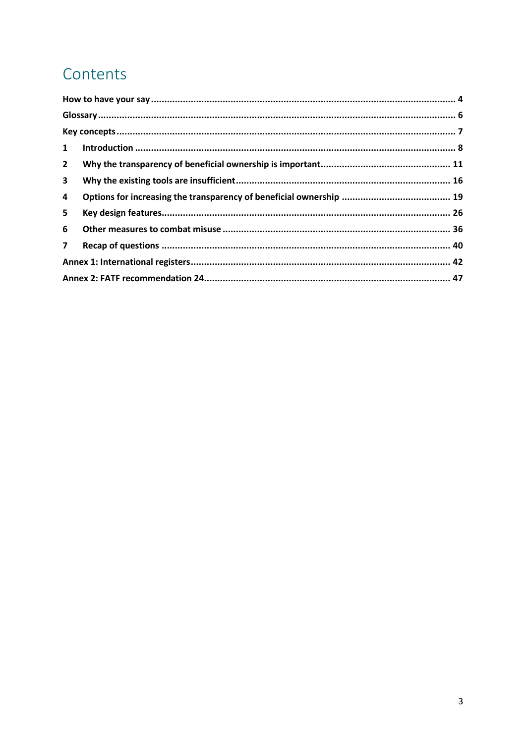# Contents

| | | |
|---|---|---|
| **How to have your say** | | **4** |
| **Glossary** | | **6** |
| **Key concepts** | | **7** |
| **1** | **Introduction** | **8** |
| **2** | **Why the transparency of beneficial ownership is important** | **11** |
| **3** | **Why the existing tools are insufficient** | **16** |
| **4** | **Options for increasing the transparency of beneficial ownership** | **19** |
| **5** | **Key design features** | **26** |
| **6** | **Other measures to combat misuse** | **36** |
| **7** | **Recap of questions** | **40** |
| **Annex 1: International registers** | | **42** |
| **Annex 2: FATF recommendation 24** | | **47** |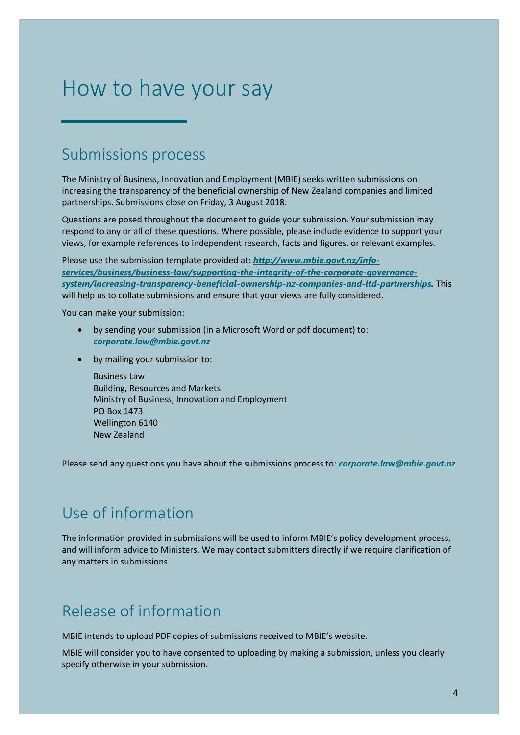# How to have your say

## Submissions process

The Ministry of Business, Innovation and Employment (MBIE) seeks written submissions on increasing the transparency of the beneficial ownership of New Zealand companies and limited partnerships. Submissions close on Friday, 3 August 2018.

Questions are posed throughout the document to guide your submission. Your submission may respond to any or all of these questions. Where possible, please include evidence to support your views, for example references to independent research, facts and figures, or relevant examples.

Please use the submission template provided at: ***http://www.mbie.govt.nz/info-services/business/business-law/supporting-the-integrity-of-the-corporate-governance-system/increasing-transparency-beneficial-ownership-nz-companies-and-ltd-partnerships.*** This will help us to collate submissions and ensure that your views are fully considered.

You can make your submission:

- by sending your submission (in a Microsoft Word or pdf document) to: ***corporate.law@mbie.govt.nz***
- by mailing your submission to:

  Business Law
  Building, Resources and Markets
  Ministry of Business, Innovation and Employment
  PO Box 1473
  Wellington 6140
  New Zealand

Please send any questions you have about the submissions process to: ***corporate.law@mbie.govt.nz***.

## Use of information

The information provided in submissions will be used to inform MBIE's policy development process, and will inform advice to Ministers. We may contact submitters directly if we require clarification of any matters in submissions.

## Release of information

MBIE intends to upload PDF copies of submissions received to MBIE's website.

MBIE will consider you to have consented to uploading by making a submission, unless you clearly specify otherwise in your submission.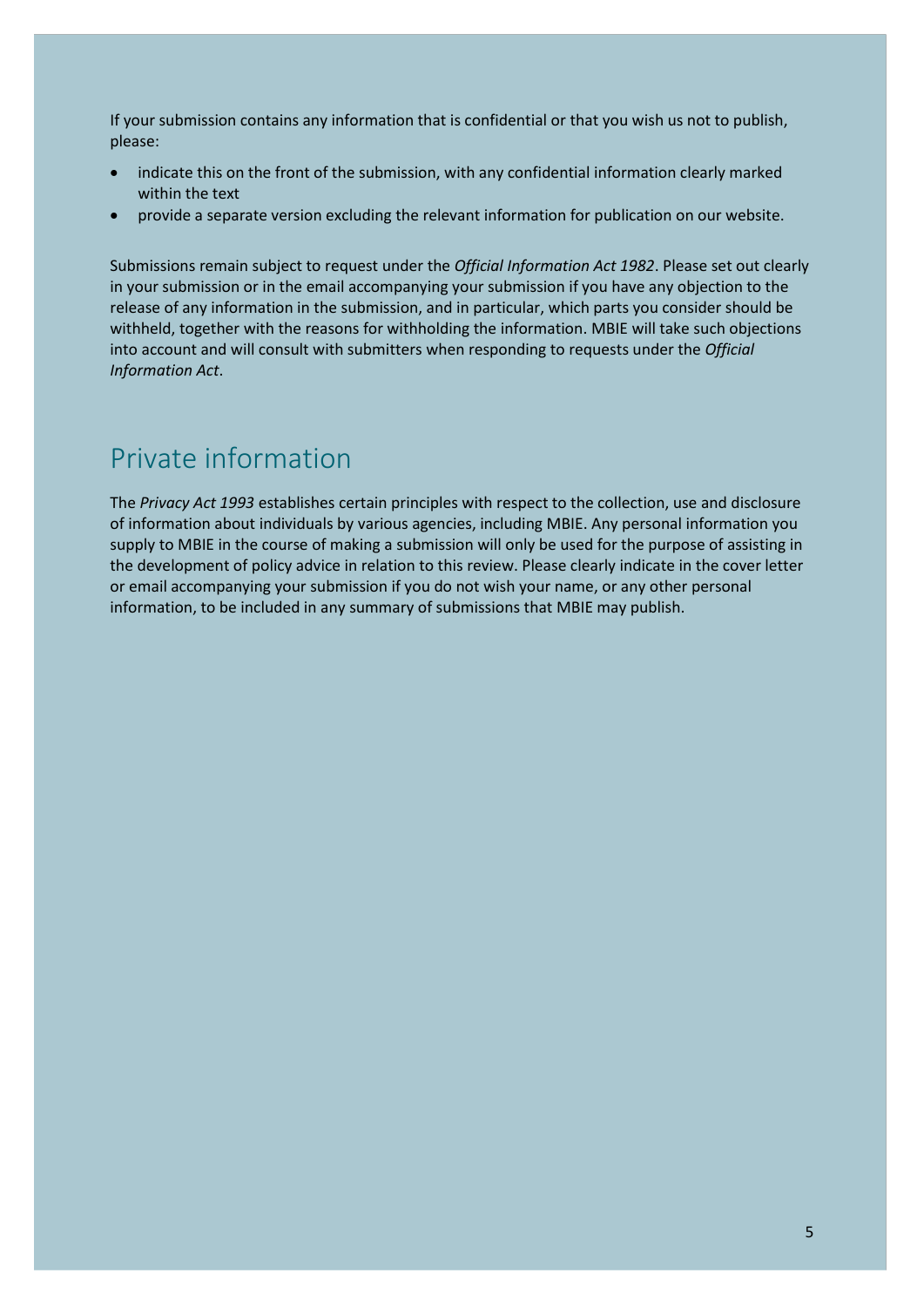If your submission contains any information that is confidential or that you wish us not to publish, please:

- indicate this on the front of the submission, with any confidential information clearly marked within the text
- provide a separate version excluding the relevant information for publication on our website.

Submissions remain subject to request under the *Official Information Act 1982*. Please set out clearly in your submission or in the email accompanying your submission if you have any objection to the release of any information in the submission, and in particular, which parts you consider should be withheld, together with the reasons for withholding the information. MBIE will take such objections into account and will consult with submitters when responding to requests under the *Official Information Act*.

# Private information

The *Privacy Act 1993* establishes certain principles with respect to the collection, use and disclosure of information about individuals by various agencies, including MBIE. Any personal information you supply to MBIE in the course of making a submission will only be used for the purpose of assisting in the development of policy advice in relation to this review. Please clearly indicate in the cover letter or email accompanying your submission if you do not wish your name, or any other personal information, to be included in any summary of submissions that MBIE may publish.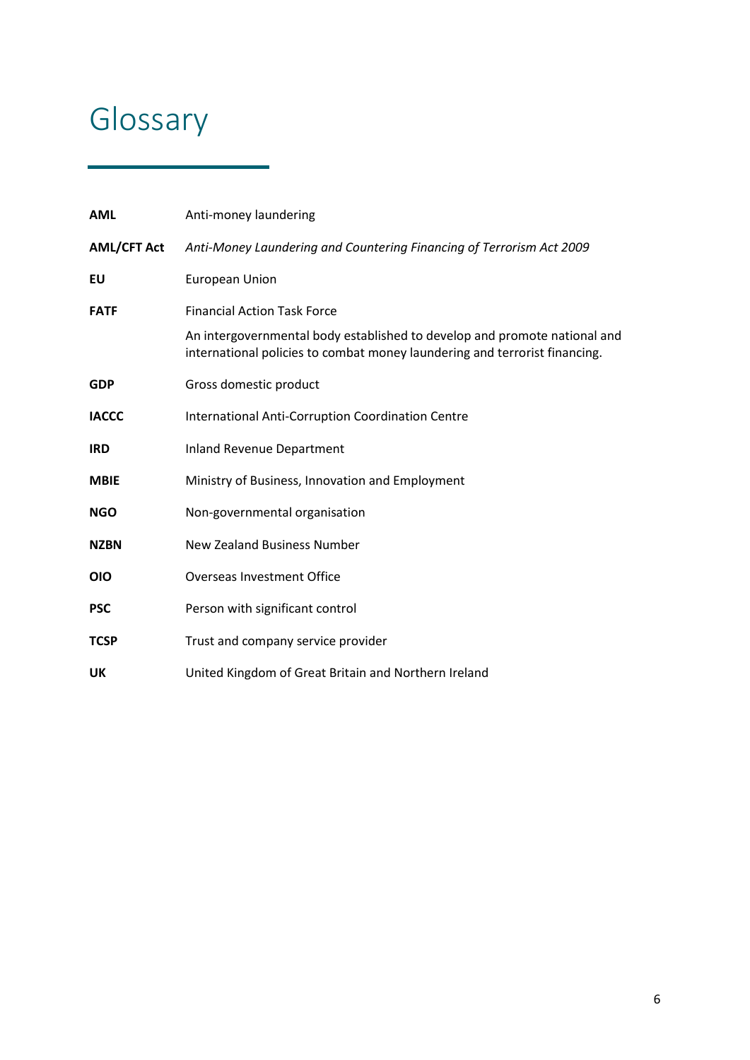# Glossary

| | |
|---|---|
| **AML** | Anti-money laundering |
| **AML/CFT Act** | *Anti-Money Laundering and Countering Financing of Terrorism Act 2009* |
| **EU** | European Union |
| **FATF** | Financial Action Task Force<br><br>An intergovernmental body established to develop and promote national and international policies to combat money laundering and terrorist financing. |
| **GDP** | Gross domestic product |
| **IACCC** | International Anti-Corruption Coordination Centre |
| **IRD** | Inland Revenue Department |
| **MBIE** | Ministry of Business, Innovation and Employment |
| **NGO** | Non-governmental organisation |
| **NZBN** | New Zealand Business Number |
| **OIO** | Overseas Investment Office |
| **PSC** | Person with significant control |
| **TCSP** | Trust and company service provider |
| **UK** | United Kingdom of Great Britain and Northern Ireland |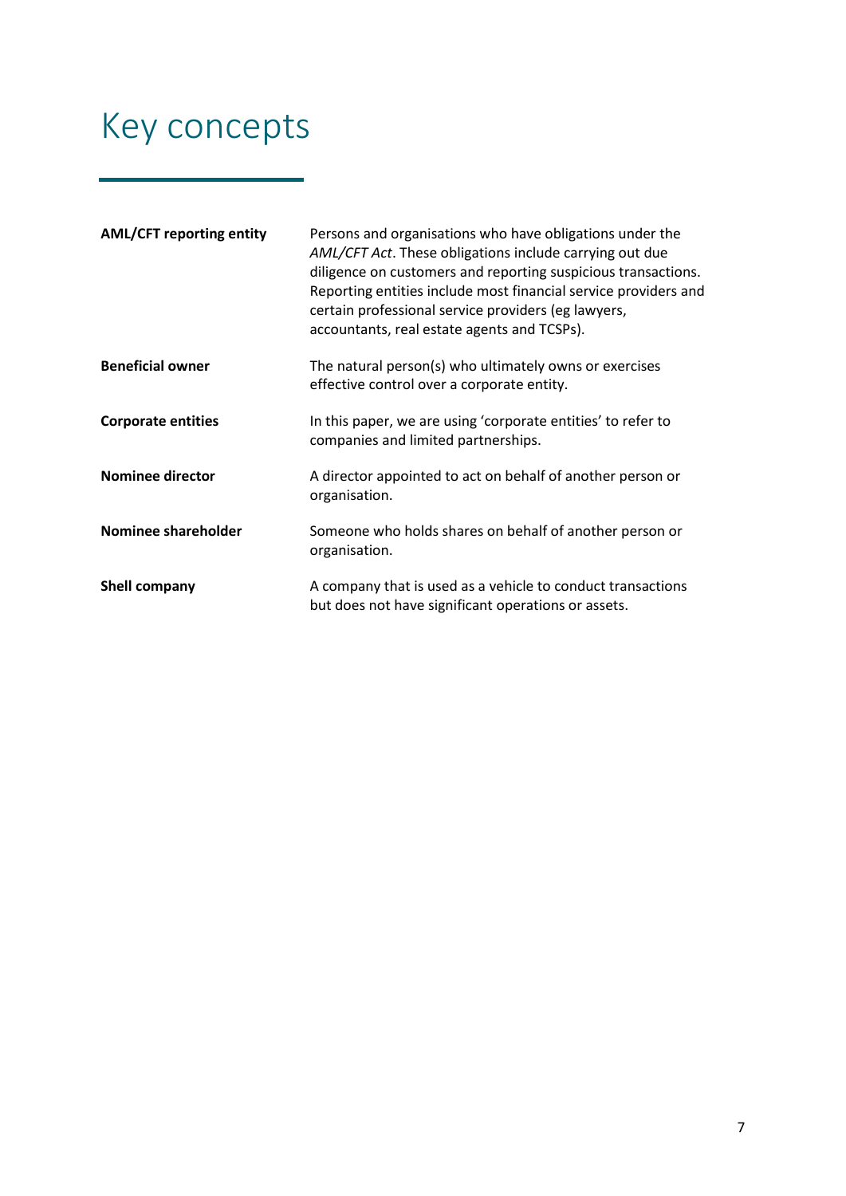# Key concepts

| | |
|---|---|
| **AML/CFT reporting entity** | Persons and organisations who have obligations under the *AML/CFT Act*. These obligations include carrying out due diligence on customers and reporting suspicious transactions. Reporting entities include most financial service providers and certain professional service providers (eg lawyers, accountants, real estate agents and TCSPs). |
| **Beneficial owner** | The natural person(s) who ultimately owns or exercises effective control over a corporate entity. |
| **Corporate entities** | In this paper, we are using 'corporate entities' to refer to companies and limited partnerships. |
| **Nominee director** | A director appointed to act on behalf of another person or organisation. |
| **Nominee shareholder** | Someone who holds shares on behalf of another person or organisation. |
| **Shell company** | A company that is used as a vehicle to conduct transactions but does not have significant operations or assets. |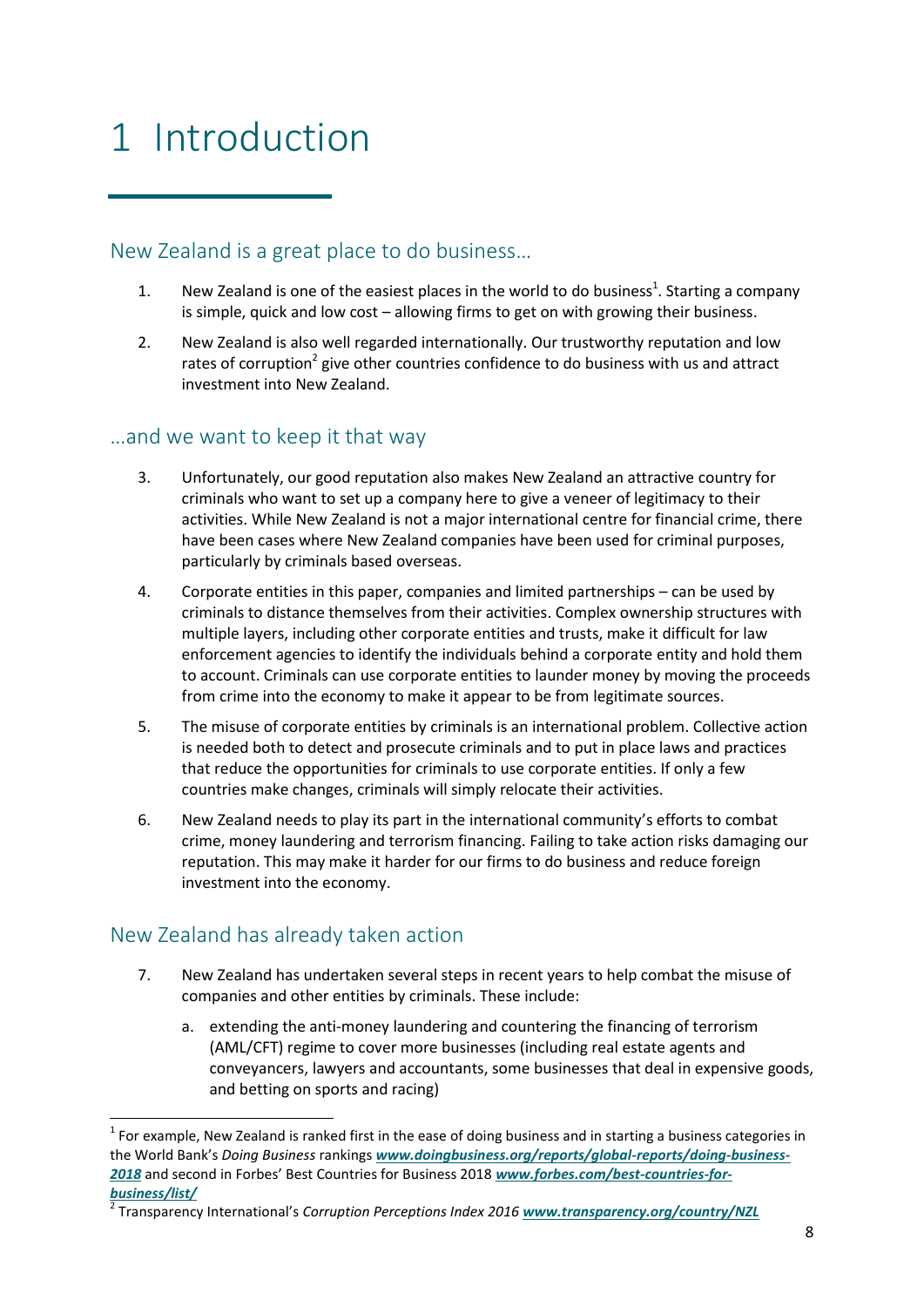# 1 Introduction

## New Zealand is a great place to do business…

1. New Zealand is one of the easiest places in the world to do business[1]. Starting a company is simple, quick and low cost – allowing firms to get on with growing their business.

2. New Zealand is also well regarded internationally. Our trustworthy reputation and low rates of corruption[2] give other countries confidence to do business with us and attract investment into New Zealand.

## …and we want to keep it that way

3. Unfortunately, our good reputation also makes New Zealand an attractive country for criminals who want to set up a company here to give a veneer of legitimacy to their activities. While New Zealand is not a major international centre for financial crime, there have been cases where New Zealand companies have been used for criminal purposes, particularly by criminals based overseas.

4. Corporate entities in this paper, companies and limited partnerships – can be used by criminals to distance themselves from their activities. Complex ownership structures with multiple layers, including other corporate entities and trusts, make it difficult for law enforcement agencies to identify the individuals behind a corporate entity and hold them to account. Criminals can use corporate entities to launder money by moving the proceeds from crime into the economy to make it appear to be from legitimate sources.

5. The misuse of corporate entities by criminals is an international problem. Collective action is needed both to detect and prosecute criminals and to put in place laws and practices that reduce the opportunities for criminals to use corporate entities. If only a few countries make changes, criminals will simply relocate their activities.

6. New Zealand needs to play its part in the international community's efforts to combat crime, money laundering and terrorism financing. Failing to take action risks damaging our reputation. This may make it harder for our firms to do business and reduce foreign investment into the economy.

## New Zealand has already taken action

7. New Zealand has undertaken several steps in recent years to help combat the misuse of companies and other entities by criminals. These include:

   a. extending the anti-money laundering and countering the financing of terrorism (AML/CFT) regime to cover more businesses (including real estate agents and conveyancers, lawyers and accountants, some businesses that deal in expensive goods, and betting on sports and racing)

---

[1] For example, New Zealand is ranked first in the ease of doing business and in starting a business categories in the World Bank's *Doing Business* rankings ***www.doingbusiness.org/reports/global-reports/doing-business-2018*** and second in Forbes' Best Countries for Business 2018 ***www.forbes.com/best-countries-for-business/list/***

[2] Transparency International's *Corruption Perceptions Index 2016* ***www.transparency.org/country/NZL***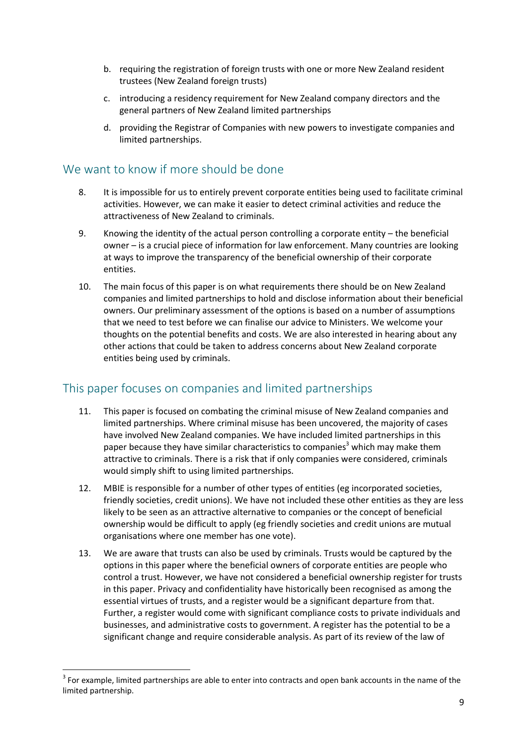b. requiring the registration of foreign trusts with one or more New Zealand resident trustees (New Zealand foreign trusts)

c. introducing a residency requirement for New Zealand company directors and the general partners of New Zealand limited partnerships

d. providing the Registrar of Companies with new powers to investigate companies and limited partnerships.

## We want to know if more should be done

8. It is impossible for us to entirely prevent corporate entities being used to facilitate criminal activities. However, we can make it easier to detect criminal activities and reduce the attractiveness of New Zealand to criminals.

9. Knowing the identity of the actual person controlling a corporate entity – the beneficial owner – is a crucial piece of information for law enforcement. Many countries are looking at ways to improve the transparency of the beneficial ownership of their corporate entities.

10. The main focus of this paper is on what requirements there should be on New Zealand companies and limited partnerships to hold and disclose information about their beneficial owners. Our preliminary assessment of the options is based on a number of assumptions that we need to test before we can finalise our advice to Ministers. We welcome your thoughts on the potential benefits and costs. We are also interested in hearing about any other actions that could be taken to address concerns about New Zealand corporate entities being used by criminals.

## This paper focuses on companies and limited partnerships

11. This paper is focused on combating the criminal misuse of New Zealand companies and limited partnerships. Where criminal misuse has been uncovered, the majority of cases have involved New Zealand companies. We have included limited partnerships in this paper because they have similar characteristics to companies[3] which may make them attractive to criminals. There is a risk that if only companies were considered, criminals would simply shift to using limited partnerships.

12. MBIE is responsible for a number of other types of entities (eg incorporated societies, friendly societies, credit unions). We have not included these other entities as they are less likely to be seen as an attractive alternative to companies or the concept of beneficial ownership would be difficult to apply (eg friendly societies and credit unions are mutual organisations where one member has one vote).

13. We are aware that trusts can also be used by criminals. Trusts would be captured by the options in this paper where the beneficial owners of corporate entities are people who control a trust. However, we have not considered a beneficial ownership register for trusts in this paper. Privacy and confidentiality have historically been recognised as among the essential virtues of trusts, and a register would be a significant departure from that. Further, a register would come with significant compliance costs to private individuals and businesses, and administrative costs to government. A register has the potential to be a significant change and require considerable analysis. As part of its review of the law of

[3] For example, limited partnerships are able to enter into contracts and open bank accounts in the name of the limited partnership.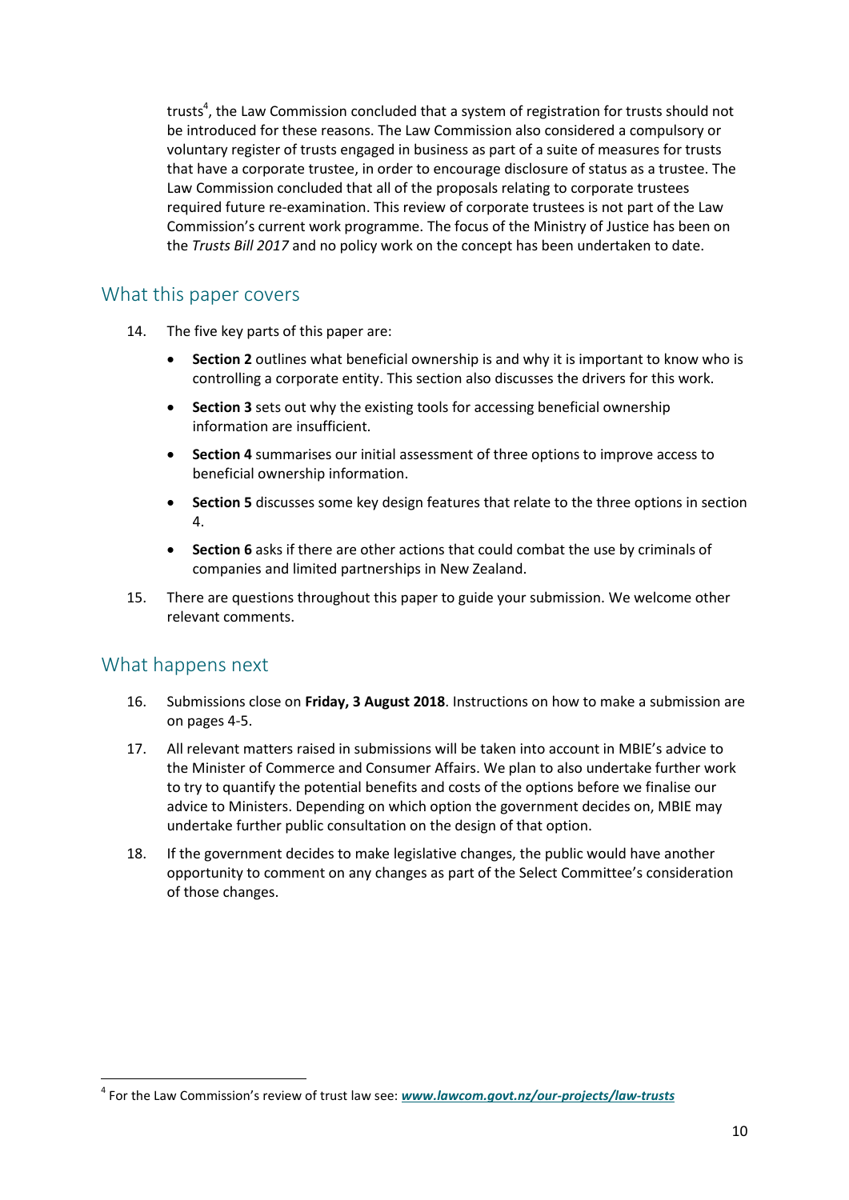trusts[4], the Law Commission concluded that a system of registration for trusts should not be introduced for these reasons. The Law Commission also considered a compulsory or voluntary register of trusts engaged in business as part of a suite of measures for trusts that have a corporate trustee, in order to encourage disclosure of status as a trustee. The Law Commission concluded that all of the proposals relating to corporate trustees required future re-examination. This review of corporate trustees is not part of the Law Commission's current work programme. The focus of the Ministry of Justice has been on the *Trusts Bill 2017* and no policy work on the concept has been undertaken to date.

## What this paper covers

14. The five key parts of this paper are:

    - **Section 2** outlines what beneficial ownership is and why it is important to know who is controlling a corporate entity. This section also discusses the drivers for this work.
    - **Section 3** sets out why the existing tools for accessing beneficial ownership information are insufficient.
    - **Section 4** summarises our initial assessment of three options to improve access to beneficial ownership information.
    - **Section 5** discusses some key design features that relate to the three options in section 4.
    - **Section 6** asks if there are other actions that could combat the use by criminals of companies and limited partnerships in New Zealand.

15. There are questions throughout this paper to guide your submission. We welcome other relevant comments.

## What happens next

16. Submissions close on **Friday, 3 August 2018**. Instructions on how to make a submission are on pages 4-5.

17. All relevant matters raised in submissions will be taken into account in MBIE's advice to the Minister of Commerce and Consumer Affairs. We plan to also undertake further work to try to quantify the potential benefits and costs of the options before we finalise our advice to Ministers. Depending on which option the government decides on, MBIE may undertake further public consultation on the design of that option.

18. If the government decides to make legislative changes, the public would have another opportunity to comment on any changes as part of the Select Committee's consideration of those changes.

[4] For the Law Commission's review of trust law see: ***www.lawcom.govt.nz/our-projects/law-trusts***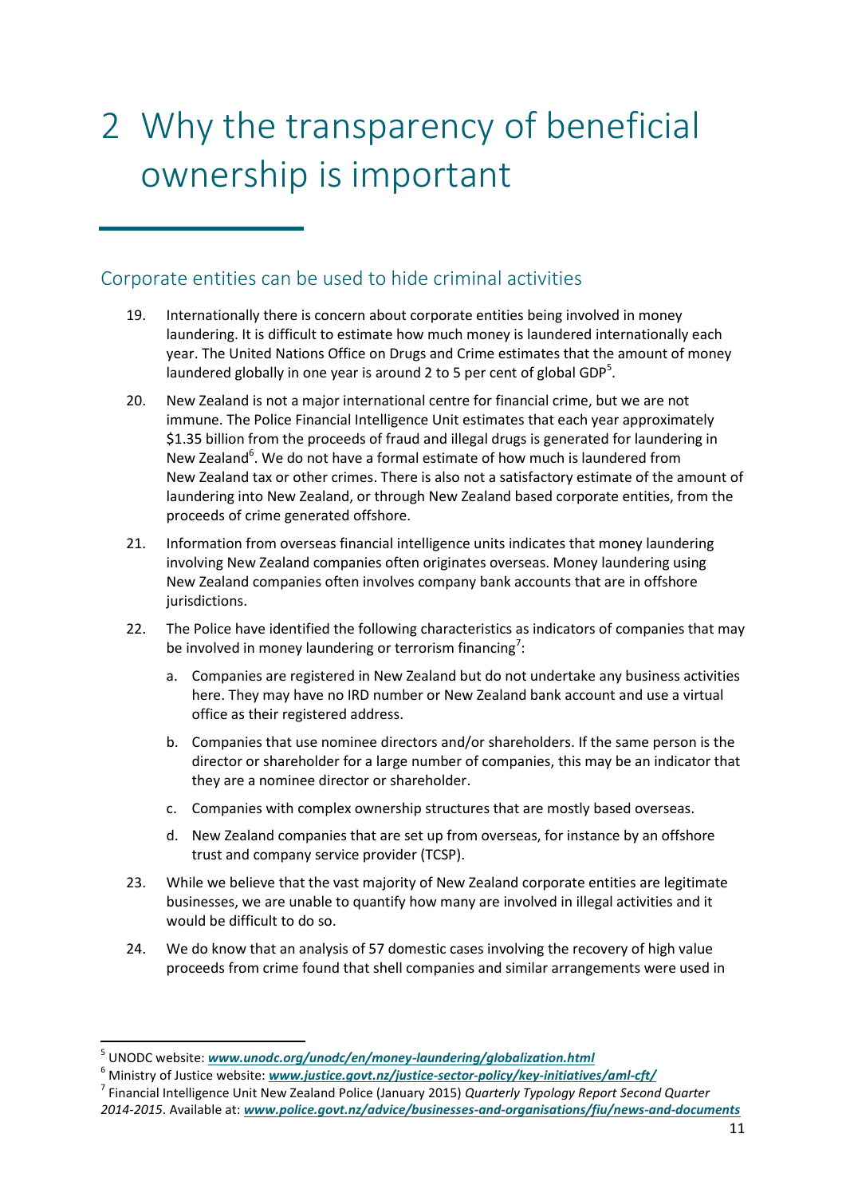# 2 Why the transparency of beneficial ownership is important

## Corporate entities can be used to hide criminal activities

19. Internationally there is concern about corporate entities being involved in money laundering. It is difficult to estimate how much money is laundered internationally each year. The United Nations Office on Drugs and Crime estimates that the amount of money laundered globally in one year is around 2 to 5 per cent of global GDP[5].

20. New Zealand is not a major international centre for financial crime, but we are not immune. The Police Financial Intelligence Unit estimates that each year approximately $1.35 billion from the proceeds of fraud and illegal drugs is generated for laundering in New Zealand[6]. We do not have a formal estimate of how much is laundered from New Zealand tax or other crimes. There is also not a satisfactory estimate of the amount of laundering into New Zealand, or through New Zealand based corporate entities, from the proceeds of crime generated offshore.

21. Information from overseas financial intelligence units indicates that money laundering involving New Zealand companies often originates overseas. Money laundering using New Zealand companies often involves company bank accounts that are in offshore jurisdictions.

22. The Police have identified the following characteristics as indicators of companies that may be involved in money laundering or terrorism financing[7]:

    a. Companies are registered in New Zealand but do not undertake any business activities here. They may have no IRD number or New Zealand bank account and use a virtual office as their registered address.

    b. Companies that use nominee directors and/or shareholders. If the same person is the director or shareholder for a large number of companies, this may be an indicator that they are a nominee director or shareholder.

    c. Companies with complex ownership structures that are mostly based overseas.

    d. New Zealand companies that are set up from overseas, for instance by an offshore trust and company service provider (TCSP).

23. While we believe that the vast majority of New Zealand corporate entities are legitimate businesses, we are unable to quantify how many are involved in illegal activities and it would be difficult to do so.

24. We do know that an analysis of 57 domestic cases involving the recovery of high value proceeds from crime found that shell companies and similar arrangements were used in

---

[5] UNODC website: ***www.unodc.org/unodc/en/money-laundering/globalization.html***

[6] Ministry of Justice website: ***www.justice.govt.nz/justice-sector-policy/key-initiatives/aml-cft/***

[7] Financial Intelligence Unit New Zealand Police (January 2015) *Quarterly Typology Report Second Quarter 2014-2015*. Available at: ***www.police.govt.nz/advice/businesses-and-organisations/fiu/news-and-documents***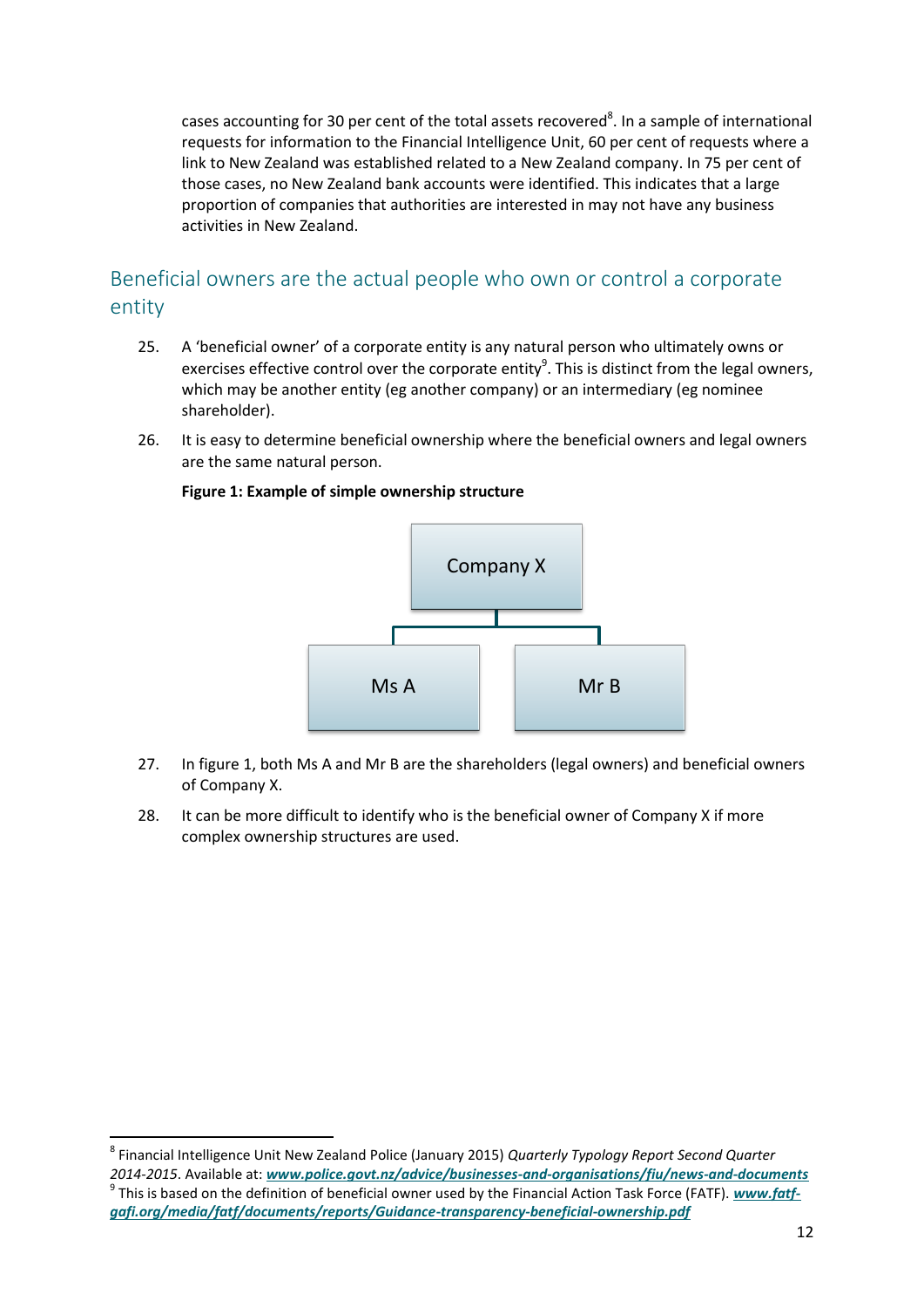cases accounting for 30 per cent of the total assets recovered[8]. In a sample of international requests for information to the Financial Intelligence Unit, 60 per cent of requests where a link to New Zealand was established related to a New Zealand company. In 75 per cent of those cases, no New Zealand bank accounts were identified. This indicates that a large proportion of companies that authorities are interested in may not have any business activities in New Zealand.

## Beneficial owners are the actual people who own or control a corporate entity

25. A 'beneficial owner' of a corporate entity is any natural person who ultimately owns or exercises effective control over the corporate entity[9]. This is distinct from the legal owners, which may be another entity (eg another company) or an intermediary (eg nominee shareholder).

26. It is easy to determine beneficial ownership where the beneficial owners and legal owners are the same natural person.

**Figure 1: Example of simple ownership structure**

Company X

Ms A

Mr B

27. In figure 1, both Ms A and Mr B are the shareholders (legal owners) and beneficial owners of Company X.

28. It can be more difficult to identify who is the beneficial owner of Company X if more complex ownership structures are used.

---

[8] Financial Intelligence Unit New Zealand Police (January 2015) *Quarterly Typology Report Second Quarter 2014-2015*. Available at: ***www.police.govt.nz/advice/businesses-and-organisations/fiu/news-and-documents***

[9] This is based on the definition of beneficial owner used by the Financial Action Task Force (FATF). ***www.fatf-gafi.org/media/fatf/documents/reports/Guidance-transparency-beneficial-ownership.pdf***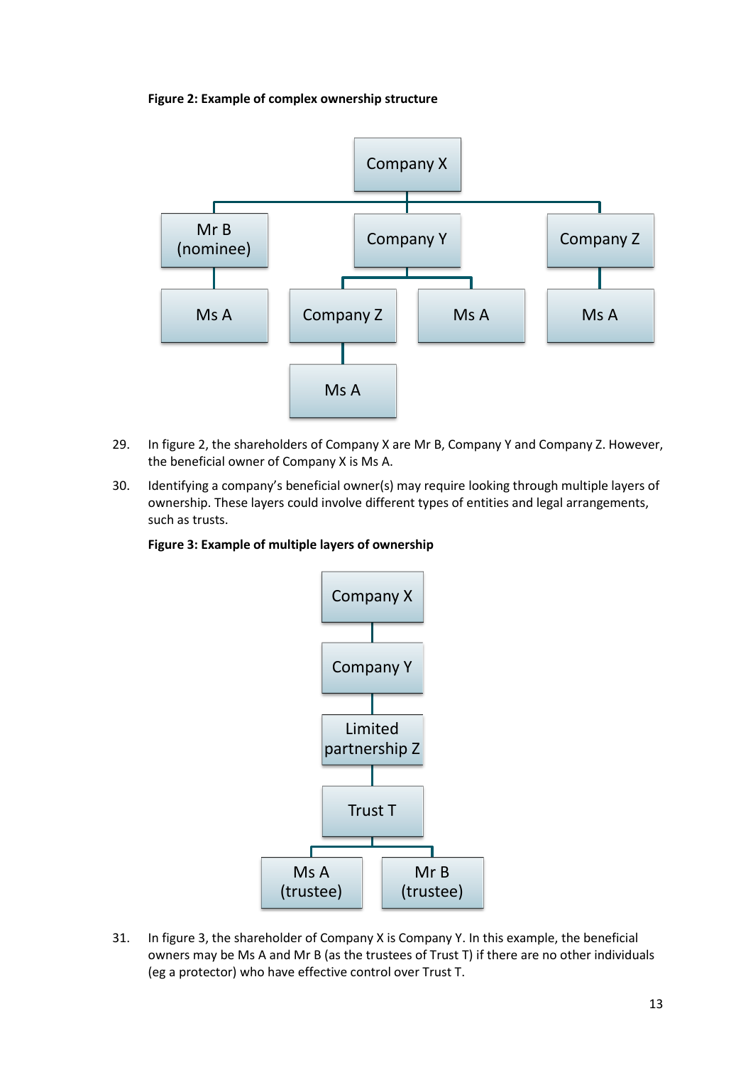**Figure 2: Example of complex ownership structure**

Company X

Mr B (nominee)

Company Y

Company Z

Ms A

Company Z

Ms A

Ms A

Ms A

29. In figure 2, the shareholders of Company X are Mr B, Company Y and Company Z. However, the beneficial owner of Company X is Ms A.

30. Identifying a company's beneficial owner(s) may require looking through multiple layers of ownership. These layers could involve different types of entities and legal arrangements, such as trusts.

**Figure 3: Example of multiple layers of ownership**

Company X

Company Y

Limited partnership Z

Trust T

Ms A (trustee)

Mr B (trustee)

31. In figure 3, the shareholder of Company X is Company Y. In this example, the beneficial owners may be Ms A and Mr B (as the trustees of Trust T) if there are no other individuals (eg a protector) who have effective control over Trust T.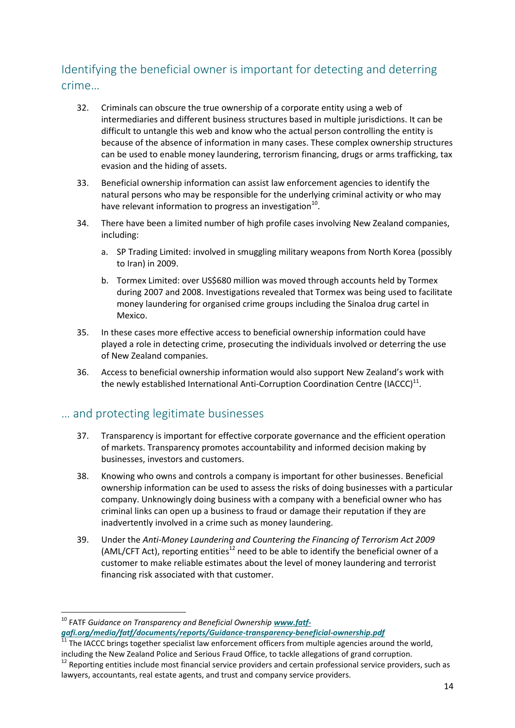## Identifying the beneficial owner is important for detecting and deterring crime…

32. Criminals can obscure the true ownership of a corporate entity using a web of intermediaries and different business structures based in multiple jurisdictions. It can be difficult to untangle this web and know who the actual person controlling the entity is because of the absence of information in many cases. These complex ownership structures can be used to enable money laundering, terrorism financing, drugs or arms trafficking, tax evasion and the hiding of assets.

33. Beneficial ownership information can assist law enforcement agencies to identify the natural persons who may be responsible for the underlying criminal activity or who may have relevant information to progress an investigation[10].

34. There have been a limited number of high profile cases involving New Zealand companies, including:

    a. SP Trading Limited: involved in smuggling military weapons from North Korea (possibly to Iran) in 2009.

    b. Tormex Limited: over US$680 million was moved through accounts held by Tormex during 2007 and 2008. Investigations revealed that Tormex was being used to facilitate money laundering for organised crime groups including the Sinaloa drug cartel in Mexico.

35. In these cases more effective access to beneficial ownership information could have played a role in detecting crime, prosecuting the individuals involved or deterring the use of New Zealand companies.

36. Access to beneficial ownership information would also support New Zealand's work with the newly established International Anti-Corruption Coordination Centre (IACCC)[11].

## … and protecting legitimate businesses

37. Transparency is important for effective corporate governance and the efficient operation of markets. Transparency promotes accountability and informed decision making by businesses, investors and customers.

38. Knowing who owns and controls a company is important for other businesses. Beneficial ownership information can be used to assess the risks of doing businesses with a particular company. Unknowingly doing business with a company with a beneficial owner who has criminal links can open up a business to fraud or damage their reputation if they are inadvertently involved in a crime such as money laundering.

39. Under the *Anti-Money Laundering and Countering the Financing of Terrorism Act 2009* (AML/CFT Act), reporting entities[12] need to be able to identify the beneficial owner of a customer to make reliable estimates about the level of money laundering and terrorist financing risk associated with that customer.

---

[10] FATF *Guidance on Transparency and Beneficial Ownership* ***www.fatf-gafi.org/media/fatf/documents/reports/Guidance-transparency-beneficial-ownership.pdf***

[11] The IACCC brings together specialist law enforcement officers from multiple agencies around the world, including the New Zealand Police and Serious Fraud Office, to tackle allegations of grand corruption.

[12] Reporting entities include most financial service providers and certain professional service providers, such as lawyers, accountants, real estate agents, and trust and company service providers.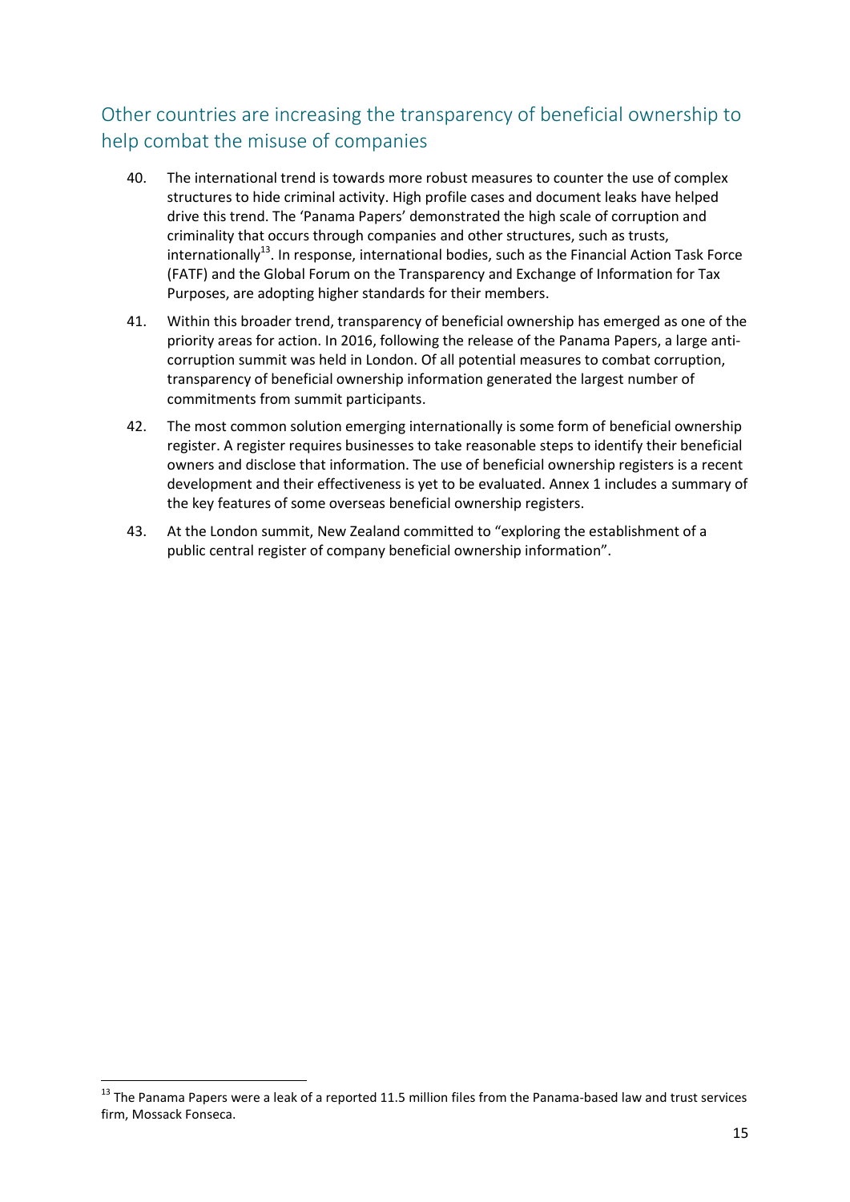## Other countries are increasing the transparency of beneficial ownership to help combat the misuse of companies

40. The international trend is towards more robust measures to counter the use of complex structures to hide criminal activity. High profile cases and document leaks have helped drive this trend. The 'Panama Papers' demonstrated the high scale of corruption and criminality that occurs through companies and other structures, such as trusts, internationally[13]. In response, international bodies, such as the Financial Action Task Force (FATF) and the Global Forum on the Transparency and Exchange of Information for Tax Purposes, are adopting higher standards for their members.

41. Within this broader trend, transparency of beneficial ownership has emerged as one of the priority areas for action. In 2016, following the release of the Panama Papers, a large anti-corruption summit was held in London. Of all potential measures to combat corruption, transparency of beneficial ownership information generated the largest number of commitments from summit participants.

42. The most common solution emerging internationally is some form of beneficial ownership register. A register requires businesses to take reasonable steps to identify their beneficial owners and disclose that information. The use of beneficial ownership registers is a recent development and their effectiveness is yet to be evaluated. Annex 1 includes a summary of the key features of some overseas beneficial ownership registers.

43. At the London summit, New Zealand committed to "exploring the establishment of a public central register of company beneficial ownership information".

[13] The Panama Papers were a leak of a reported 11.5 million files from the Panama-based law and trust services firm, Mossack Fonseca.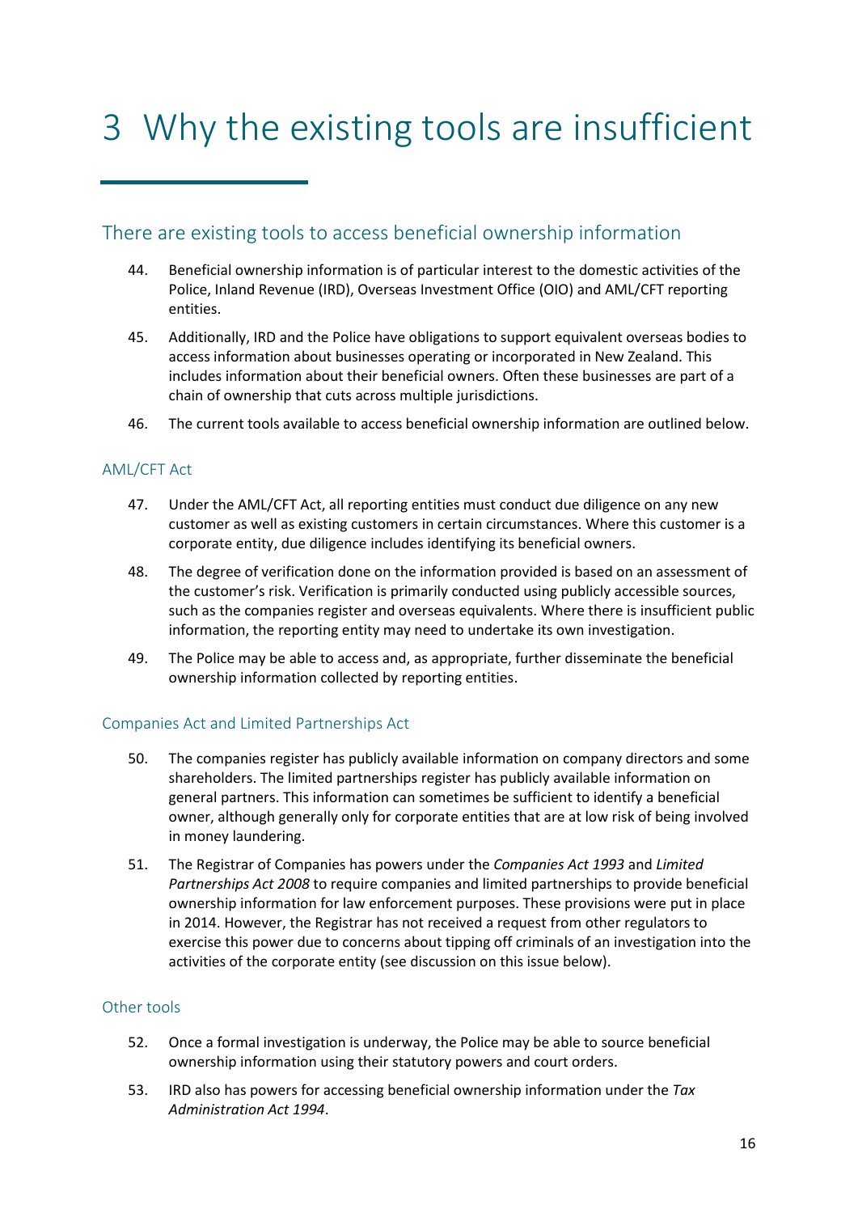# 3 Why the existing tools are insufficient

## There are existing tools to access beneficial ownership information

44. Beneficial ownership information is of particular interest to the domestic activities of the Police, Inland Revenue (IRD), Overseas Investment Office (OIO) and AML/CFT reporting entities.

45. Additionally, IRD and the Police have obligations to support equivalent overseas bodies to access information about businesses operating or incorporated in New Zealand. This includes information about their beneficial owners. Often these businesses are part of a chain of ownership that cuts across multiple jurisdictions.

46. The current tools available to access beneficial ownership information are outlined below.

### AML/CFT Act

47. Under the AML/CFT Act, all reporting entities must conduct due diligence on any new customer as well as existing customers in certain circumstances. Where this customer is a corporate entity, due diligence includes identifying its beneficial owners.

48. The degree of verification done on the information provided is based on an assessment of the customer's risk. Verification is primarily conducted using publicly accessible sources, such as the companies register and overseas equivalents. Where there is insufficient public information, the reporting entity may need to undertake its own investigation.

49. The Police may be able to access and, as appropriate, further disseminate the beneficial ownership information collected by reporting entities.

### Companies Act and Limited Partnerships Act

50. The companies register has publicly available information on company directors and some shareholders. The limited partnerships register has publicly available information on general partners. This information can sometimes be sufficient to identify a beneficial owner, although generally only for corporate entities that are at low risk of being involved in money laundering.

51. The Registrar of Companies has powers under the *Companies Act 1993* and *Limited Partnerships Act 2008* to require companies and limited partnerships to provide beneficial ownership information for law enforcement purposes. These provisions were put in place in 2014. However, the Registrar has not received a request from other regulators to exercise this power due to concerns about tipping off criminals of an investigation into the activities of the corporate entity (see discussion on this issue below).

### Other tools

52. Once a formal investigation is underway, the Police may be able to source beneficial ownership information using their statutory powers and court orders.

53. IRD also has powers for accessing beneficial ownership information under the *Tax Administration Act 1994*.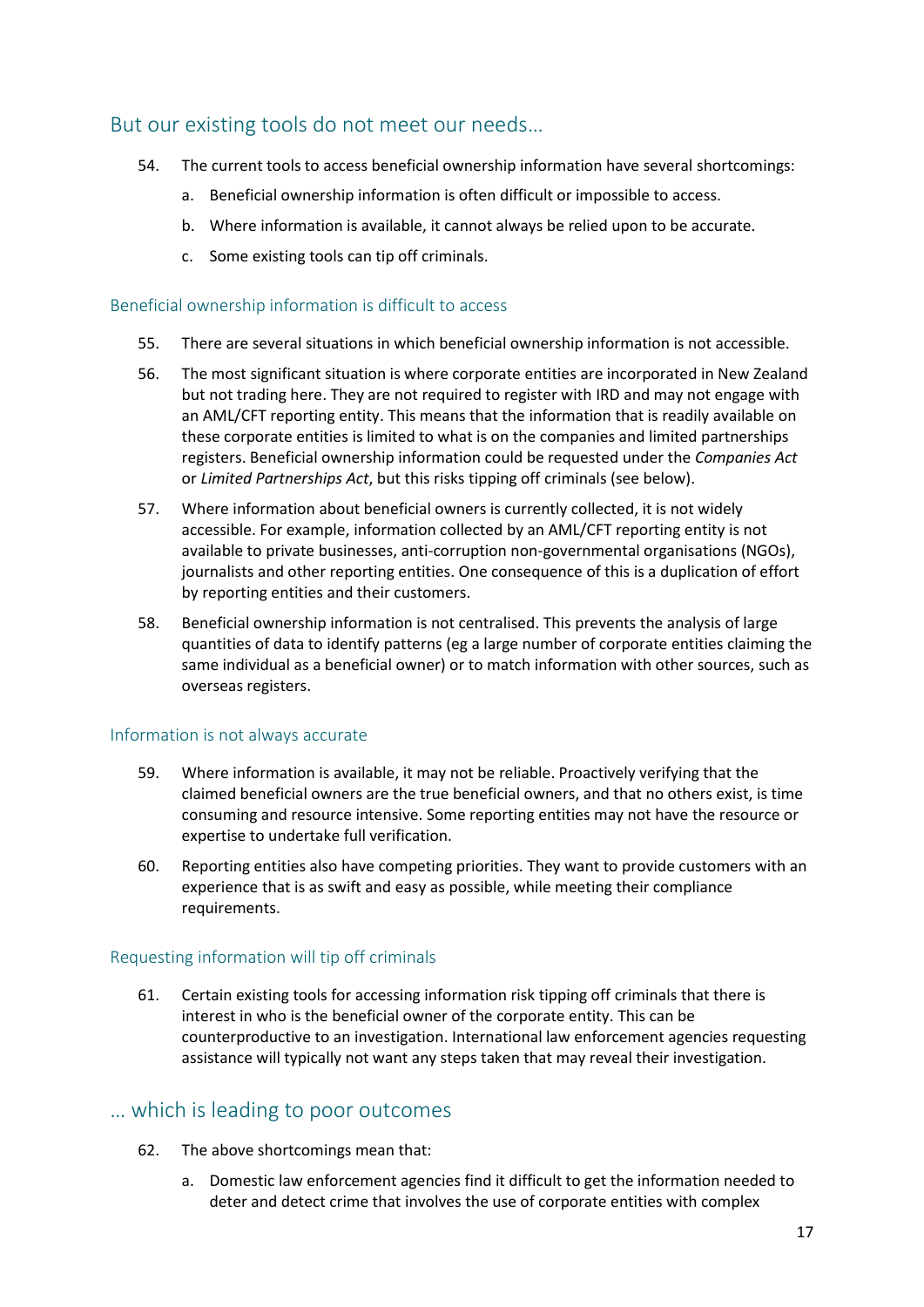## But our existing tools do not meet our needs…

54. The current tools to access beneficial ownership information have several shortcomings:
    a. Beneficial ownership information is often difficult or impossible to access.
    b. Where information is available, it cannot always be relied upon to be accurate.
    c. Some existing tools can tip off criminals.

### Beneficial ownership information is difficult to access

55. There are several situations in which beneficial ownership information is not accessible.

56. The most significant situation is where corporate entities are incorporated in New Zealand but not trading here. They are not required to register with IRD and may not engage with an AML/CFT reporting entity. This means that the information that is readily available on these corporate entities is limited to what is on the companies and limited partnerships registers. Beneficial ownership information could be requested under the *Companies Act* or *Limited Partnerships Act*, but this risks tipping off criminals (see below).

57. Where information about beneficial owners is currently collected, it is not widely accessible. For example, information collected by an AML/CFT reporting entity is not available to private businesses, anti-corruption non-governmental organisations (NGOs), journalists and other reporting entities. One consequence of this is a duplication of effort by reporting entities and their customers.

58. Beneficial ownership information is not centralised. This prevents the analysis of large quantities of data to identify patterns (eg a large number of corporate entities claiming the same individual as a beneficial owner) or to match information with other sources, such as overseas registers.

### Information is not always accurate

59. Where information is available, it may not be reliable. Proactively verifying that the claimed beneficial owners are the true beneficial owners, and that no others exist, is time consuming and resource intensive. Some reporting entities may not have the resource or expertise to undertake full verification.

60. Reporting entities also have competing priorities. They want to provide customers with an experience that is as swift and easy as possible, while meeting their compliance requirements.

### Requesting information will tip off criminals

61. Certain existing tools for accessing information risk tipping off criminals that there is interest in who is the beneficial owner of the corporate entity. This can be counterproductive to an investigation. International law enforcement agencies requesting assistance will typically not want any steps taken that may reveal their investigation.

## … which is leading to poor outcomes

62. The above shortcomings mean that:
    a. Domestic law enforcement agencies find it difficult to get the information needed to deter and detect crime that involves the use of corporate entities with complex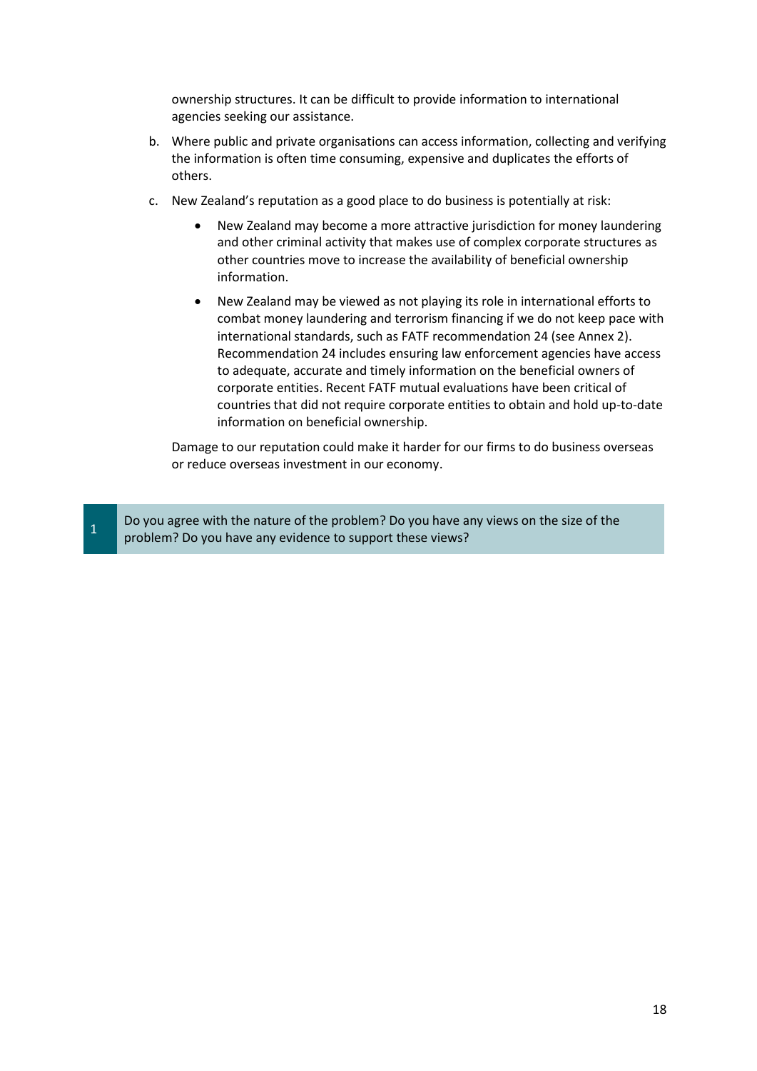ownership structures. It can be difficult to provide information to international agencies seeking our assistance.

b. Where public and private organisations can access information, collecting and verifying the information is often time consuming, expensive and duplicates the efforts of others.

c. New Zealand's reputation as a good place to do business is potentially at risk:

   - New Zealand may become a more attractive jurisdiction for money laundering and other criminal activity that makes use of complex corporate structures as other countries move to increase the availability of beneficial ownership information.
   - New Zealand may be viewed as not playing its role in international efforts to combat money laundering and terrorism financing if we do not keep pace with international standards, such as FATF recommendation 24 (see Annex 2). Recommendation 24 includes ensuring law enforcement agencies have access to adequate, accurate and timely information on the beneficial owners of corporate entities. Recent FATF mutual evaluations have been critical of countries that did not require corporate entities to obtain and hold up-to-date information on beneficial ownership.

   Damage to our reputation could make it harder for our firms to do business overseas or reduce overseas investment in our economy.

| 1 | Do you agree with the nature of the problem? Do you have any views on the size of the problem? Do you have any evidence to support these views? |
|---|---|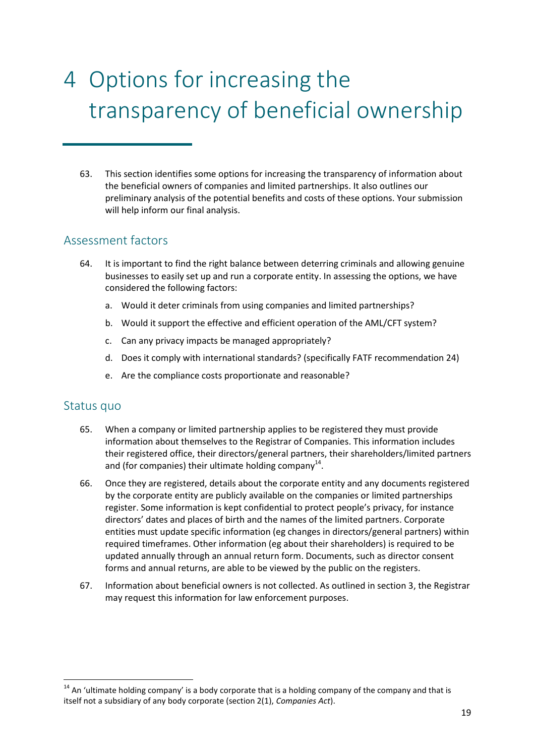# 4 Options for increasing the transparency of beneficial ownership

63. This section identifies some options for increasing the transparency of information about the beneficial owners of companies and limited partnerships. It also outlines our preliminary analysis of the potential benefits and costs of these options. Your submission will help inform our final analysis.

## Assessment factors

64. It is important to find the right balance between deterring criminals and allowing genuine businesses to easily set up and run a corporate entity. In assessing the options, we have considered the following factors:

    a. Would it deter criminals from using companies and limited partnerships?

    b. Would it support the effective and efficient operation of the AML/CFT system?

    c. Can any privacy impacts be managed appropriately?

    d. Does it comply with international standards? (specifically FATF recommendation 24)

    e. Are the compliance costs proportionate and reasonable?

## Status quo

65. When a company or limited partnership applies to be registered they must provide information about themselves to the Registrar of Companies. This information includes their registered office, their directors/general partners, their shareholders/limited partners and (for companies) their ultimate holding company[14].

66. Once they are registered, details about the corporate entity and any documents registered by the corporate entity are publicly available on the companies or limited partnerships register. Some information is kept confidential to protect people's privacy, for instance directors' dates and places of birth and the names of the limited partners. Corporate entities must update specific information (eg changes in directors/general partners) within required timeframes. Other information (eg about their shareholders) is required to be updated annually through an annual return form. Documents, such as director consent forms and annual returns, are able to be viewed by the public on the registers.

67. Information about beneficial owners is not collected. As outlined in section 3, the Registrar may request this information for law enforcement purposes.

[14] An 'ultimate holding company' is a body corporate that is a holding company of the company and that is itself not a subsidiary of any body corporate (section 2(1), *Companies Act*).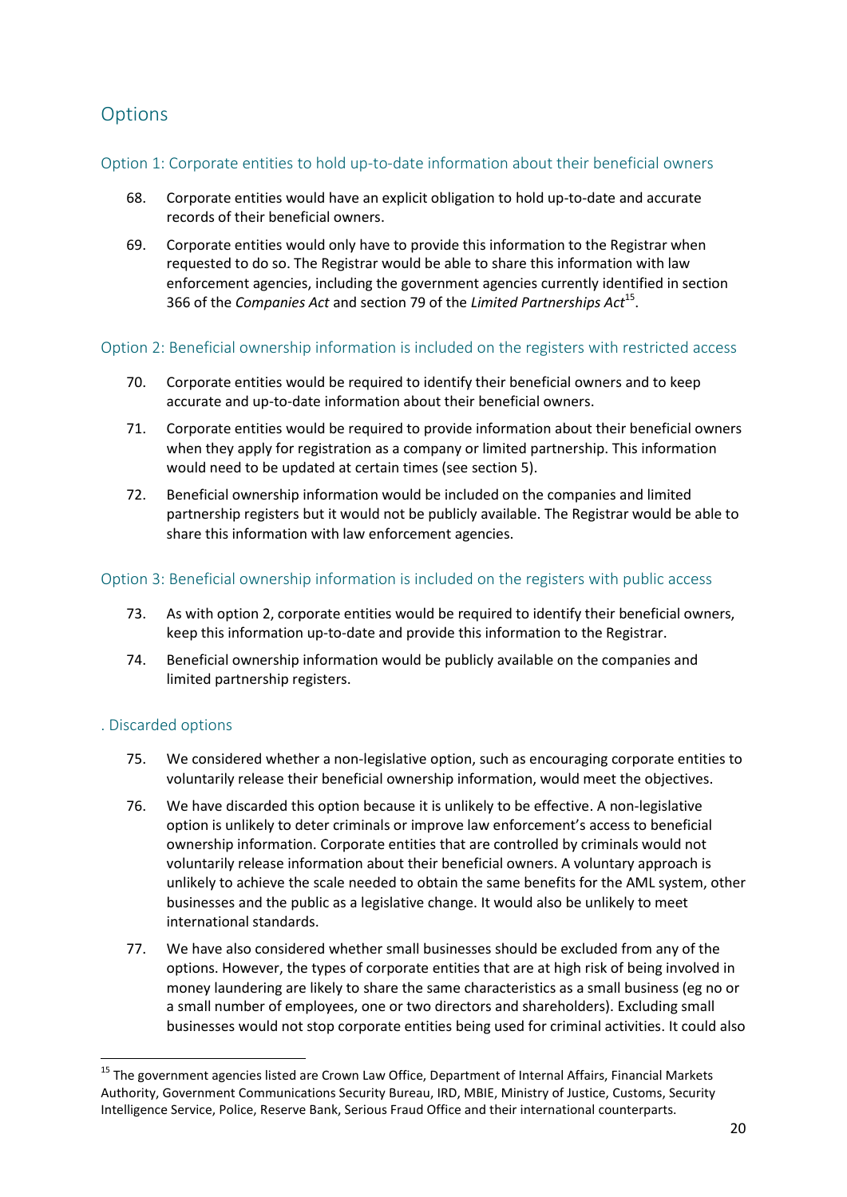## Options

### Option 1: Corporate entities to hold up-to-date information about their beneficial owners

68. Corporate entities would have an explicit obligation to hold up-to-date and accurate records of their beneficial owners.

69. Corporate entities would only have to provide this information to the Registrar when requested to do so. The Registrar would be able to share this information with law enforcement agencies, including the government agencies currently identified in section 366 of the *Companies Act* and section 79 of the *Limited Partnerships Act*[15].

### Option 2: Beneficial ownership information is included on the registers with restricted access

70. Corporate entities would be required to identify their beneficial owners and to keep accurate and up-to-date information about their beneficial owners.

71. Corporate entities would be required to provide information about their beneficial owners when they apply for registration as a company or limited partnership. This information would need to be updated at certain times (see section 5).

72. Beneficial ownership information would be included on the companies and limited partnership registers but it would not be publicly available. The Registrar would be able to share this information with law enforcement agencies.

### Option 3: Beneficial ownership information is included on the registers with public access

73. As with option 2, corporate entities would be required to identify their beneficial owners, keep this information up-to-date and provide this information to the Registrar.

74. Beneficial ownership information would be publicly available on the companies and limited partnership registers.

### . Discarded options

75. We considered whether a non-legislative option, such as encouraging corporate entities to voluntarily release their beneficial ownership information, would meet the objectives.

76. We have discarded this option because it is unlikely to be effective. A non-legislative option is unlikely to deter criminals or improve law enforcement's access to beneficial ownership information. Corporate entities that are controlled by criminals would not voluntarily release information about their beneficial owners. A voluntary approach is unlikely to achieve the scale needed to obtain the same benefits for the AML system, other businesses and the public as a legislative change. It would also be unlikely to meet international standards.

77. We have also considered whether small businesses should be excluded from any of the options. However, the types of corporate entities that are at high risk of being involved in money laundering are likely to share the same characteristics as a small business (eg no or a small number of employees, one or two directors and shareholders). Excluding small businesses would not stop corporate entities being used for criminal activities. It could also

---

[15] The government agencies listed are Crown Law Office, Department of Internal Affairs, Financial Markets Authority, Government Communications Security Bureau, IRD, MBIE, Ministry of Justice, Customs, Security Intelligence Service, Police, Reserve Bank, Serious Fraud Office and their international counterparts.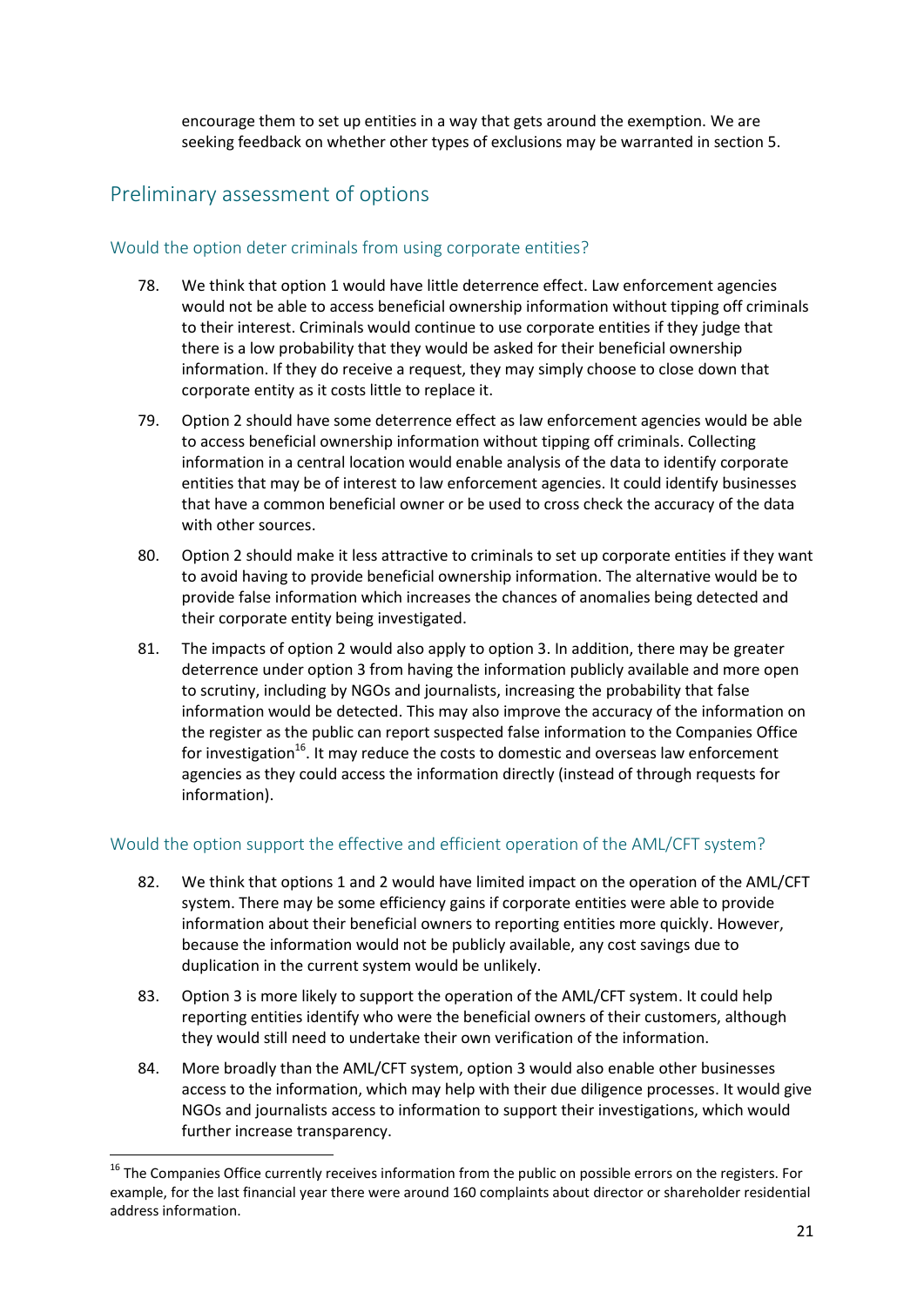encourage them to set up entities in a way that gets around the exemption. We are seeking feedback on whether other types of exclusions may be warranted in section 5.

## Preliminary assessment of options

### Would the option deter criminals from using corporate entities?

78. We think that option 1 would have little deterrence effect. Law enforcement agencies would not be able to access beneficial ownership information without tipping off criminals to their interest. Criminals would continue to use corporate entities if they judge that there is a low probability that they would be asked for their beneficial ownership information. If they do receive a request, they may simply choose to close down that corporate entity as it costs little to replace it.

79. Option 2 should have some deterrence effect as law enforcement agencies would be able to access beneficial ownership information without tipping off criminals. Collecting information in a central location would enable analysis of the data to identify corporate entities that may be of interest to law enforcement agencies. It could identify businesses that have a common beneficial owner or be used to cross check the accuracy of the data with other sources.

80. Option 2 should make it less attractive to criminals to set up corporate entities if they want to avoid having to provide beneficial ownership information. The alternative would be to provide false information which increases the chances of anomalies being detected and their corporate entity being investigated.

81. The impacts of option 2 would also apply to option 3. In addition, there may be greater deterrence under option 3 from having the information publicly available and more open to scrutiny, including by NGOs and journalists, increasing the probability that false information would be detected. This may also improve the accuracy of the information on the register as the public can report suspected false information to the Companies Office for investigation[16]. It may reduce the costs to domestic and overseas law enforcement agencies as they could access the information directly (instead of through requests for information).

### Would the option support the effective and efficient operation of the AML/CFT system?

82. We think that options 1 and 2 would have limited impact on the operation of the AML/CFT system. There may be some efficiency gains if corporate entities were able to provide information about their beneficial owners to reporting entities more quickly. However, because the information would not be publicly available, any cost savings due to duplication in the current system would be unlikely.

83. Option 3 is more likely to support the operation of the AML/CFT system. It could help reporting entities identify who were the beneficial owners of their customers, although they would still need to undertake their own verification of the information.

84. More broadly than the AML/CFT system, option 3 would also enable other businesses access to the information, which may help with their due diligence processes. It would give NGOs and journalists access to information to support their investigations, which would further increase transparency.

---

[16] The Companies Office currently receives information from the public on possible errors on the registers. For example, for the last financial year there were around 160 complaints about director or shareholder residential address information.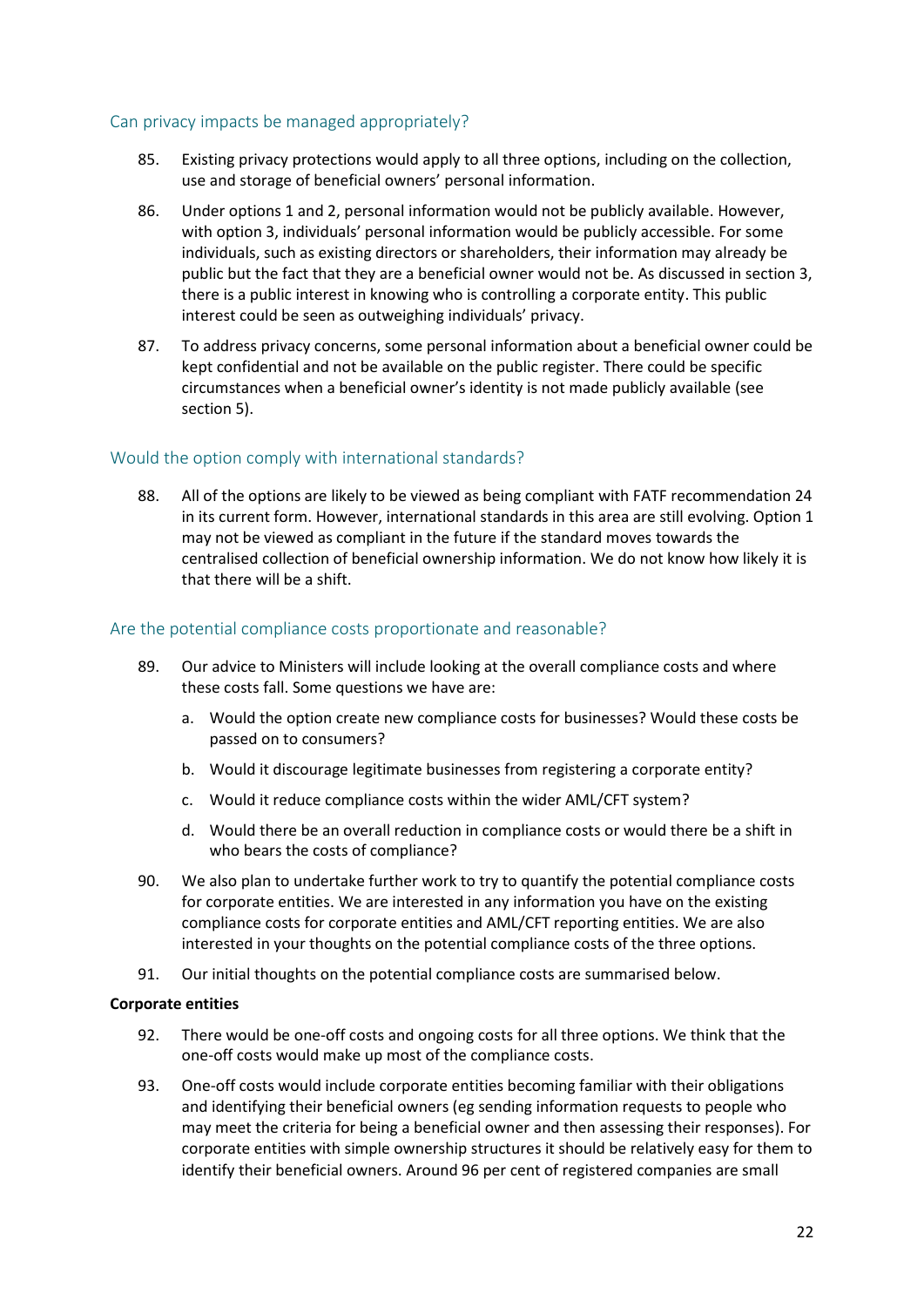### Can privacy impacts be managed appropriately?

85. Existing privacy protections would apply to all three options, including on the collection, use and storage of beneficial owners' personal information.

86. Under options 1 and 2, personal information would not be publicly available. However, with option 3, individuals' personal information would be publicly accessible. For some individuals, such as existing directors or shareholders, their information may already be public but the fact that they are a beneficial owner would not be. As discussed in section 3, there is a public interest in knowing who is controlling a corporate entity. This public interest could be seen as outweighing individuals' privacy.

87. To address privacy concerns, some personal information about a beneficial owner could be kept confidential and not be available on the public register. There could be specific circumstances when a beneficial owner's identity is not made publicly available (see section 5).

### Would the option comply with international standards?

88. All of the options are likely to be viewed as being compliant with FATF recommendation 24 in its current form. However, international standards in this area are still evolving. Option 1 may not be viewed as compliant in the future if the standard moves towards the centralised collection of beneficial ownership information. We do not know how likely it is that there will be a shift.

### Are the potential compliance costs proportionate and reasonable?

89. Our advice to Ministers will include looking at the overall compliance costs and where these costs fall. Some questions we have are:

    a. Would the option create new compliance costs for businesses? Would these costs be passed on to consumers?

    b. Would it discourage legitimate businesses from registering a corporate entity?

    c. Would it reduce compliance costs within the wider AML/CFT system?

    d. Would there be an overall reduction in compliance costs or would there be a shift in who bears the costs of compliance?

90. We also plan to undertake further work to try to quantify the potential compliance costs for corporate entities. We are interested in any information you have on the existing compliance costs for corporate entities and AML/CFT reporting entities. We are also interested in your thoughts on the potential compliance costs of the three options.

91. Our initial thoughts on the potential compliance costs are summarised below.

**Corporate entities**

92. There would be one-off costs and ongoing costs for all three options. We think that the one-off costs would make up most of the compliance costs.

93. One-off costs would include corporate entities becoming familiar with their obligations and identifying their beneficial owners (eg sending information requests to people who may meet the criteria for being a beneficial owner and then assessing their responses). For corporate entities with simple ownership structures it should be relatively easy for them to identify their beneficial owners. Around 96 per cent of registered companies are small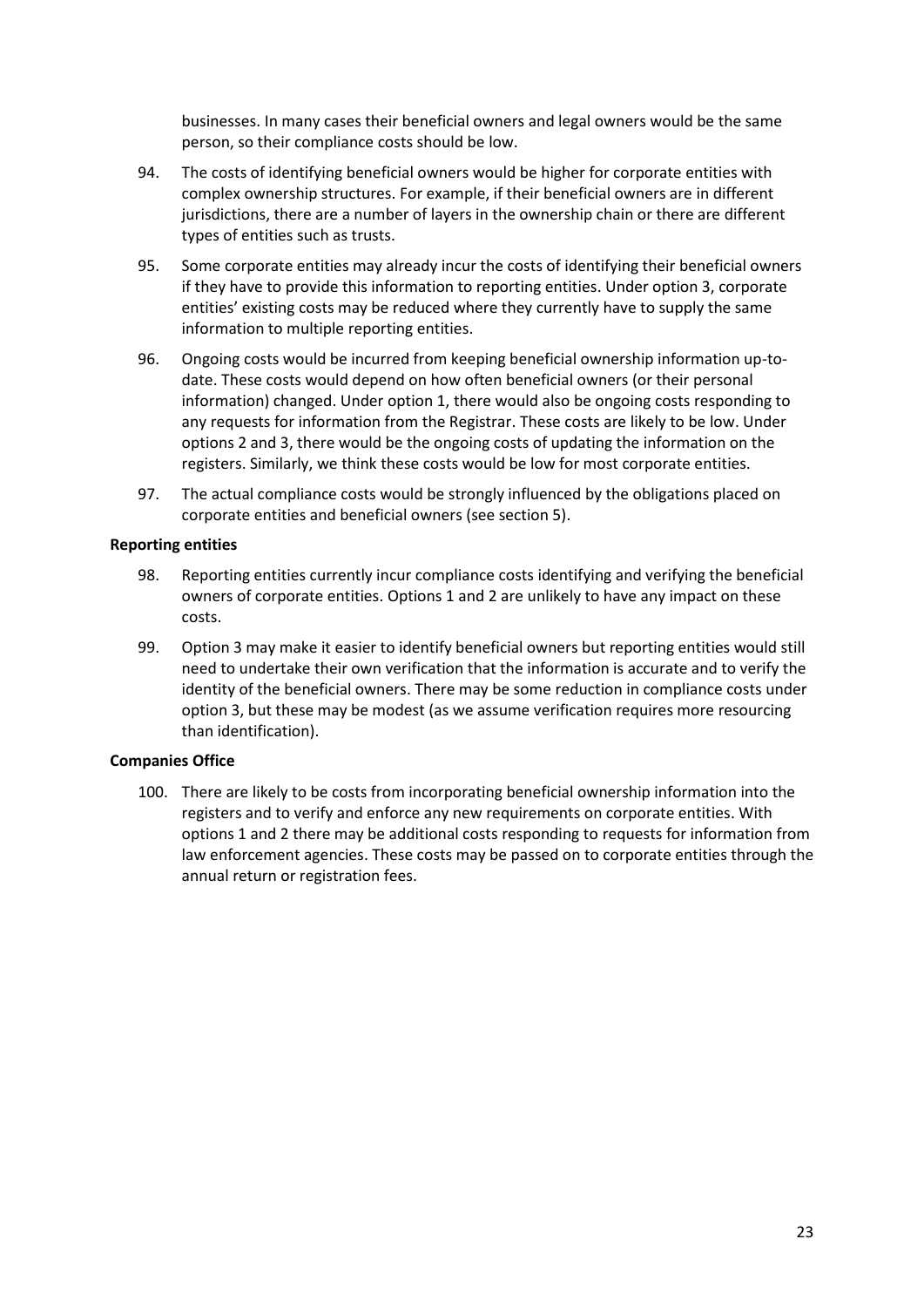businesses. In many cases their beneficial owners and legal owners would be the same person, so their compliance costs should be low.

94. The costs of identifying beneficial owners would be higher for corporate entities with complex ownership structures. For example, if their beneficial owners are in different jurisdictions, there are a number of layers in the ownership chain or there are different types of entities such as trusts.

95. Some corporate entities may already incur the costs of identifying their beneficial owners if they have to provide this information to reporting entities. Under option 3, corporate entities' existing costs may be reduced where they currently have to supply the same information to multiple reporting entities.

96. Ongoing costs would be incurred from keeping beneficial ownership information up-to-date. These costs would depend on how often beneficial owners (or their personal information) changed. Under option 1, there would also be ongoing costs responding to any requests for information from the Registrar. These costs are likely to be low. Under options 2 and 3, there would be the ongoing costs of updating the information on the registers. Similarly, we think these costs would be low for most corporate entities.

97. The actual compliance costs would be strongly influenced by the obligations placed on corporate entities and beneficial owners (see section 5).

**Reporting entities**

98. Reporting entities currently incur compliance costs identifying and verifying the beneficial owners of corporate entities. Options 1 and 2 are unlikely to have any impact on these costs.

99. Option 3 may make it easier to identify beneficial owners but reporting entities would still need to undertake their own verification that the information is accurate and to verify the identity of the beneficial owners. There may be some reduction in compliance costs under option 3, but these may be modest (as we assume verification requires more resourcing than identification).

**Companies Office**

100. There are likely to be costs from incorporating beneficial ownership information into the registers and to verify and enforce any new requirements on corporate entities. With options 1 and 2 there may be additional costs responding to requests for information from law enforcement agencies. These costs may be passed on to corporate entities through the annual return or registration fees.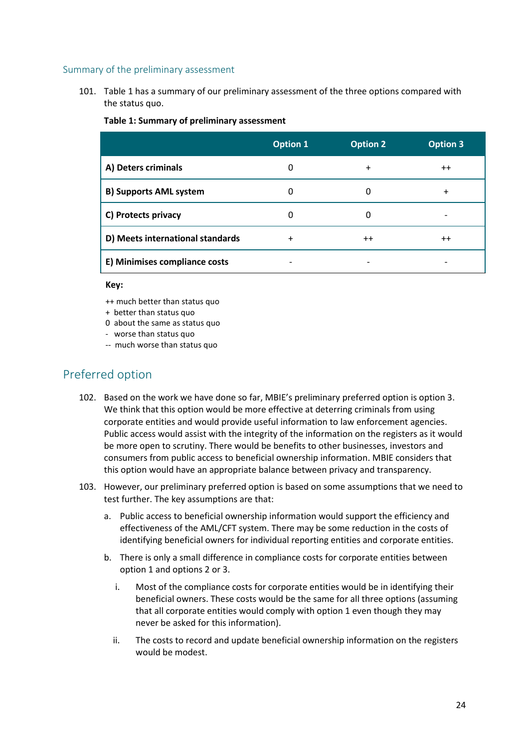### Summary of the preliminary assessment

101. Table 1 has a summary of our preliminary assessment of the three options compared with the status quo.

**Table 1: Summary of preliminary assessment**

| | Option 1 | Option 2 | Option 3 |
|---|---|---|---|
| **A) Deters criminals** | 0 | + | ++ |
| **B) Supports AML system** | 0 | 0 | + |
| **C) Protects privacy** | 0 | 0 | - |
| **D) Meets international standards** | + | ++ | ++ |
| **E) Minimises compliance costs** | - | - | - |

**Key:**

++ much better than status quo
+ better than status quo
0 about the same as status quo
- worse than status quo
-- much worse than status quo

## Preferred option

102. Based on the work we have done so far, MBIE's preliminary preferred option is option 3. We think that this option would be more effective at deterring criminals from using corporate entities and would provide useful information to law enforcement agencies. Public access would assist with the integrity of the information on the registers as it would be more open to scrutiny. There would be benefits to other businesses, investors and consumers from public access to beneficial ownership information. MBIE considers that this option would have an appropriate balance between privacy and transparency.

103. However, our preliminary preferred option is based on some assumptions that we need to test further. The key assumptions are that:

    a. Public access to beneficial ownership information would support the efficiency and effectiveness of the AML/CFT system. There may be some reduction in the costs of identifying beneficial owners for individual reporting entities and corporate entities.

    b. There is only a small difference in compliance costs for corporate entities between option 1 and options 2 or 3.

        i. Most of the compliance costs for corporate entities would be in identifying their beneficial owners. These costs would be the same for all three options (assuming that all corporate entities would comply with option 1 even though they may never be asked for this information).

        ii. The costs to record and update beneficial ownership information on the registers would be modest.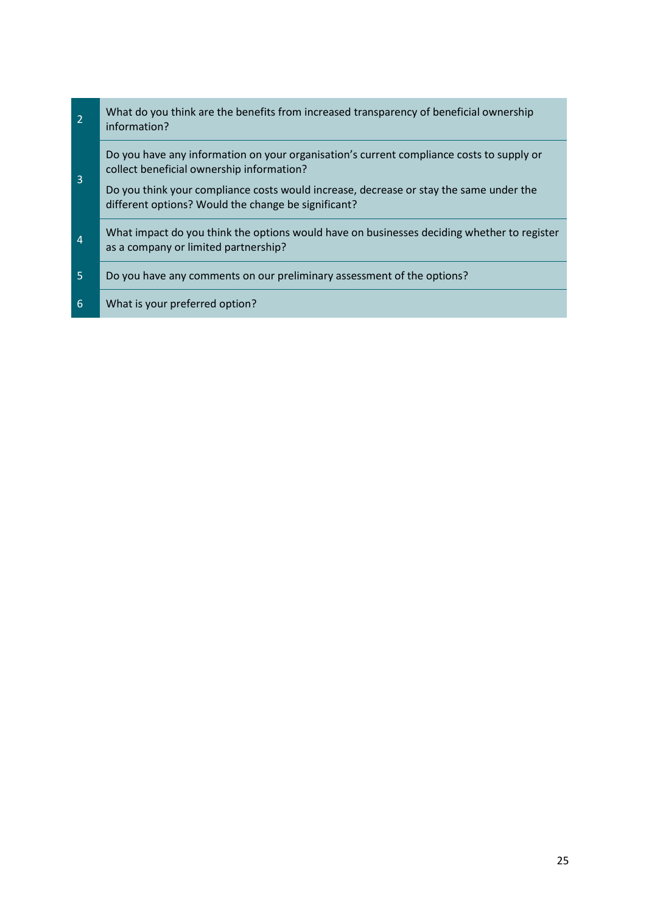| | |
|---|---|
| 2 | What do you think are the benefits from increased transparency of beneficial ownership information? |
| 3 | Do you have any information on your organisation's current compliance costs to supply or collect beneficial ownership information?<br><br>Do you think your compliance costs would increase, decrease or stay the same under the different options? Would the change be significant? |
| 4 | What impact do you think the options would have on businesses deciding whether to register as a company or limited partnership? |
| 5 | Do you have any comments on our preliminary assessment of the options? |
| 6 | What is your preferred option? |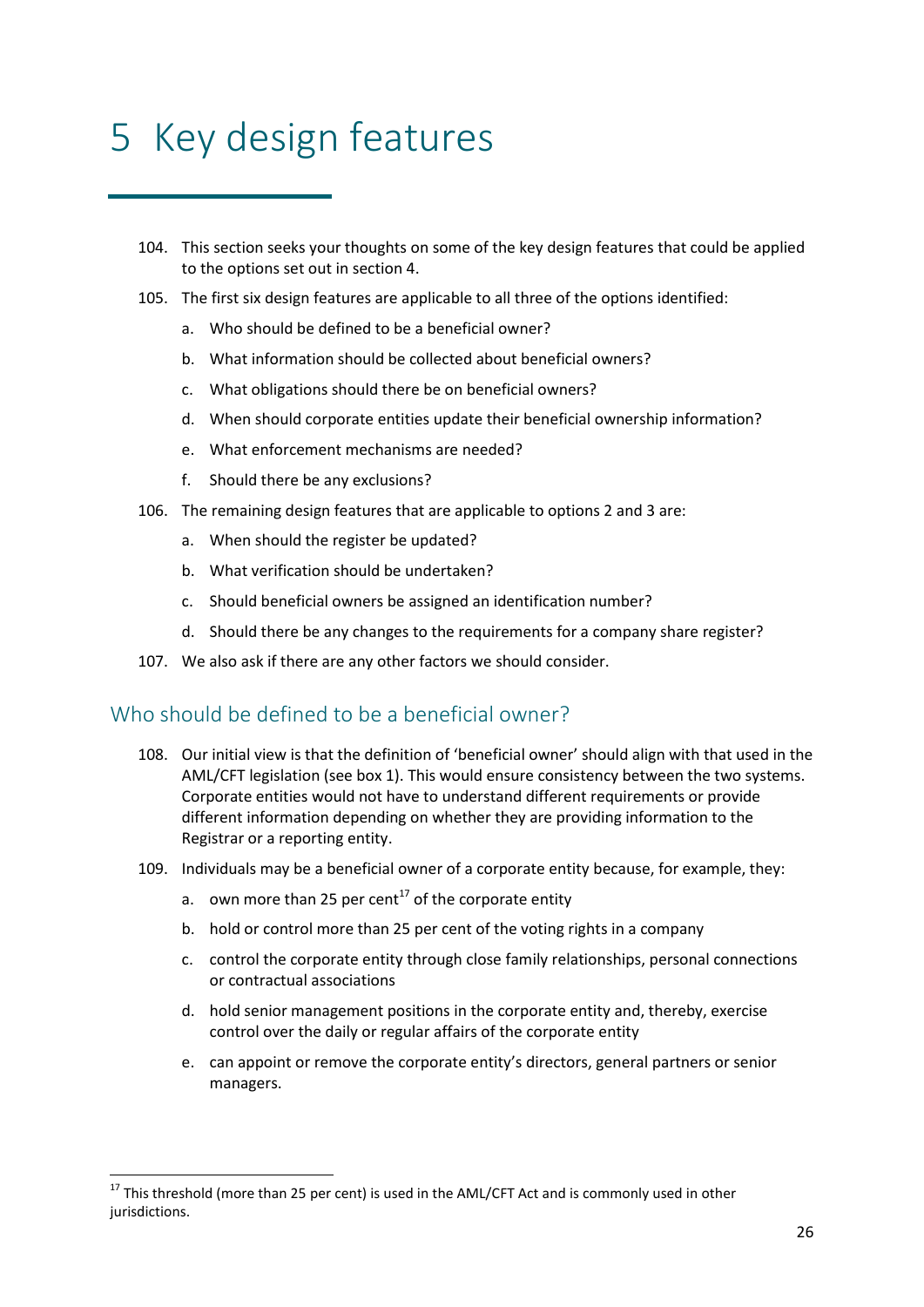# 5 Key design features

104. This section seeks your thoughts on some of the key design features that could be applied to the options set out in section 4.

105. The first six design features are applicable to all three of the options identified:

   a. Who should be defined to be a beneficial owner?

   b. What information should be collected about beneficial owners?

   c. What obligations should there be on beneficial owners?

   d. When should corporate entities update their beneficial ownership information?

   e. What enforcement mechanisms are needed?

   f. Should there be any exclusions?

106. The remaining design features that are applicable to options 2 and 3 are:

   a. When should the register be updated?

   b. What verification should be undertaken?

   c. Should beneficial owners be assigned an identification number?

   d. Should there be any changes to the requirements for a company share register?

107. We also ask if there are any other factors we should consider.

## Who should be defined to be a beneficial owner?

108. Our initial view is that the definition of 'beneficial owner' should align with that used in the AML/CFT legislation (see box 1). This would ensure consistency between the two systems. Corporate entities would not have to understand different requirements or provide different information depending on whether they are providing information to the Registrar or a reporting entity.

109. Individuals may be a beneficial owner of a corporate entity because, for example, they:

   a. own more than 25 per cent[17] of the corporate entity

   b. hold or control more than 25 per cent of the voting rights in a company

   c. control the corporate entity through close family relationships, personal connections or contractual associations

   d. hold senior management positions in the corporate entity and, thereby, exercise control over the daily or regular affairs of the corporate entity

   e. can appoint or remove the corporate entity's directors, general partners or senior managers.

---

[17] This threshold (more than 25 per cent) is used in the AML/CFT Act and is commonly used in other jurisdictions.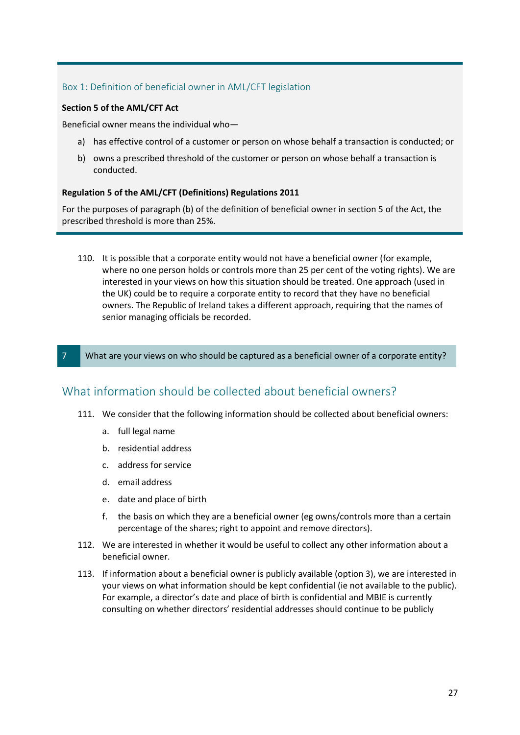### Box 1: Definition of beneficial owner in AML/CFT legislation

**Section 5 of the AML/CFT Act**

Beneficial owner means the individual who—

a) has effective control of a customer or person on whose behalf a transaction is conducted; or

b) owns a prescribed threshold of the customer or person on whose behalf a transaction is conducted.

**Regulation 5 of the AML/CFT (Definitions) Regulations 2011**

For the purposes of paragraph (b) of the definition of beneficial owner in section 5 of the Act, the prescribed threshold is more than 25%.

110. It is possible that a corporate entity would not have a beneficial owner (for example, where no one person holds or controls more than 25 per cent of the voting rights). We are interested in your views on how this situation should be treated. One approach (used in the UK) could be to require a corporate entity to record that they have no beneficial owners. The Republic of Ireland takes a different approach, requiring that the names of senior managing officials be recorded.

| 7 | What are your views on who should be captured as a beneficial owner of a corporate entity? |
|---|---|

## What information should be collected about beneficial owners?

111. We consider that the following information should be collected about beneficial owners:

    a. full legal name

    b. residential address

    c. address for service

    d. email address

    e. date and place of birth

    f. the basis on which they are a beneficial owner (eg owns/controls more than a certain percentage of the shares; right to appoint and remove directors).

112. We are interested in whether it would be useful to collect any other information about a beneficial owner.

113. If information about a beneficial owner is publicly available (option 3), we are interested in your views on what information should be kept confidential (ie not available to the public). For example, a director's date and place of birth is confidential and MBIE is currently consulting on whether directors' residential addresses should continue to be publicly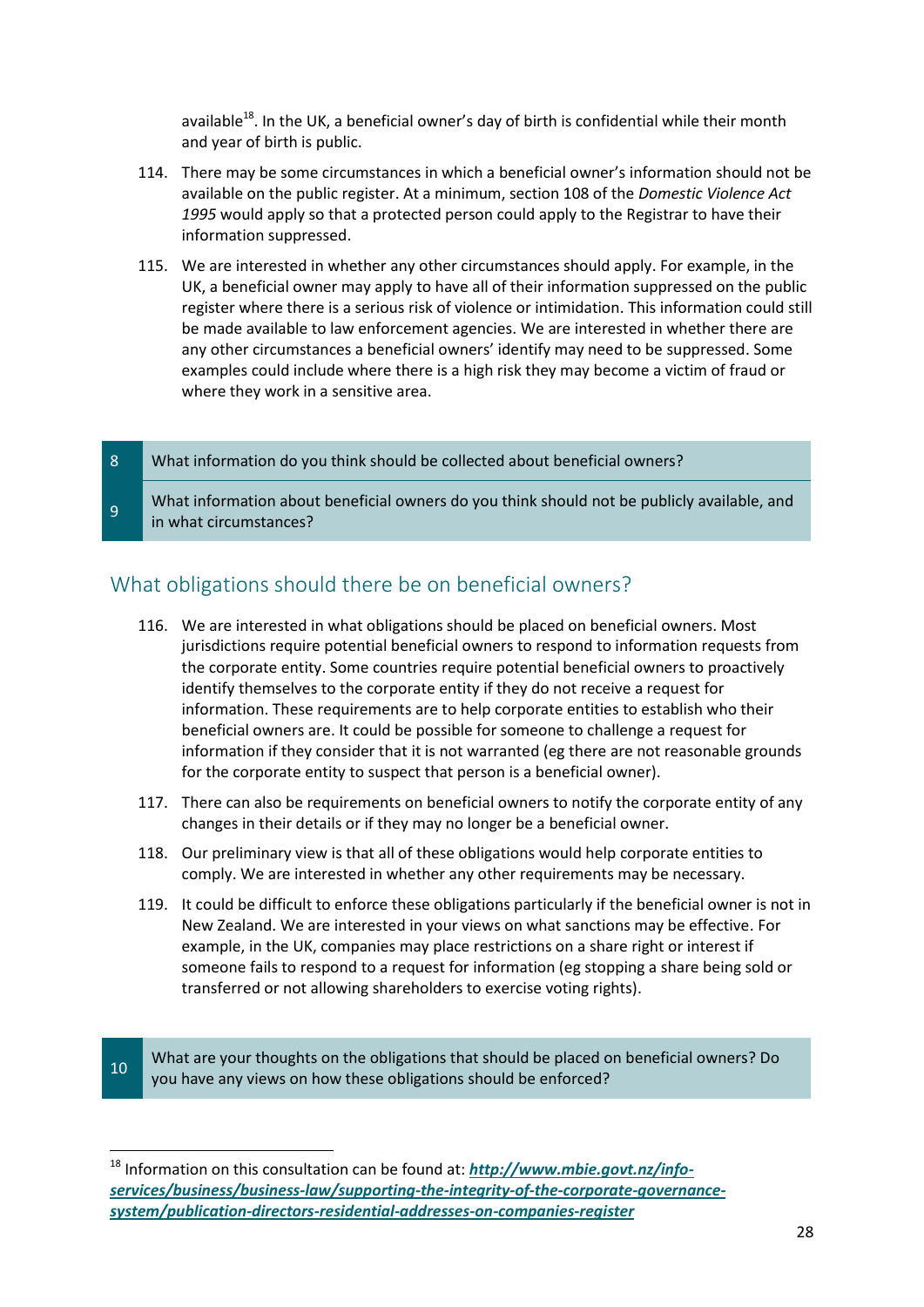available[18]. In the UK, a beneficial owner's day of birth is confidential while their month and year of birth is public.

114. There may be some circumstances in which a beneficial owner's information should not be available on the public register. At a minimum, section 108 of the *Domestic Violence Act 1995* would apply so that a protected person could apply to the Registrar to have their information suppressed.

115. We are interested in whether any other circumstances should apply. For example, in the UK, a beneficial owner may apply to have all of their information suppressed on the public register where there is a serious risk of violence or intimidation. This information could still be made available to law enforcement agencies. We are interested in whether there are any other circumstances a beneficial owners' identify may need to be suppressed. Some examples could include where there is a high risk they may become a victim of fraud or where they work in a sensitive area.

| | |
|---|---|
| 8 | What information do you think should be collected about beneficial owners? |
| 9 | What information about beneficial owners do you think should not be publicly available, and in what circumstances? |

## What obligations should there be on beneficial owners?

116. We are interested in what obligations should be placed on beneficial owners. Most jurisdictions require potential beneficial owners to respond to information requests from the corporate entity. Some countries require potential beneficial owners to proactively identify themselves to the corporate entity if they do not receive a request for information. These requirements are to help corporate entities to establish who their beneficial owners are. It could be possible for someone to challenge a request for information if they consider that it is not warranted (eg there are not reasonable grounds for the corporate entity to suspect that person is a beneficial owner).

117. There can also be requirements on beneficial owners to notify the corporate entity of any changes in their details or if they may no longer be a beneficial owner.

118. Our preliminary view is that all of these obligations would help corporate entities to comply. We are interested in whether any other requirements may be necessary.

119. It could be difficult to enforce these obligations particularly if the beneficial owner is not in New Zealand. We are interested in your views on what sanctions may be effective. For example, in the UK, companies may place restrictions on a share right or interest if someone fails to respond to a request for information (eg stopping a share being sold or transferred or not allowing shareholders to exercise voting rights).

| | |
|---|---|
| 10 | What are your thoughts on the obligations that should be placed on beneficial owners? Do you have any views on how these obligations should be enforced? |

[18] Information on this consultation can be found at: ***http://www.mbie.govt.nz/info-services/business/business-law/supporting-the-integrity-of-the-corporate-governance-system/publication-directors-residential-addresses-on-companies-register***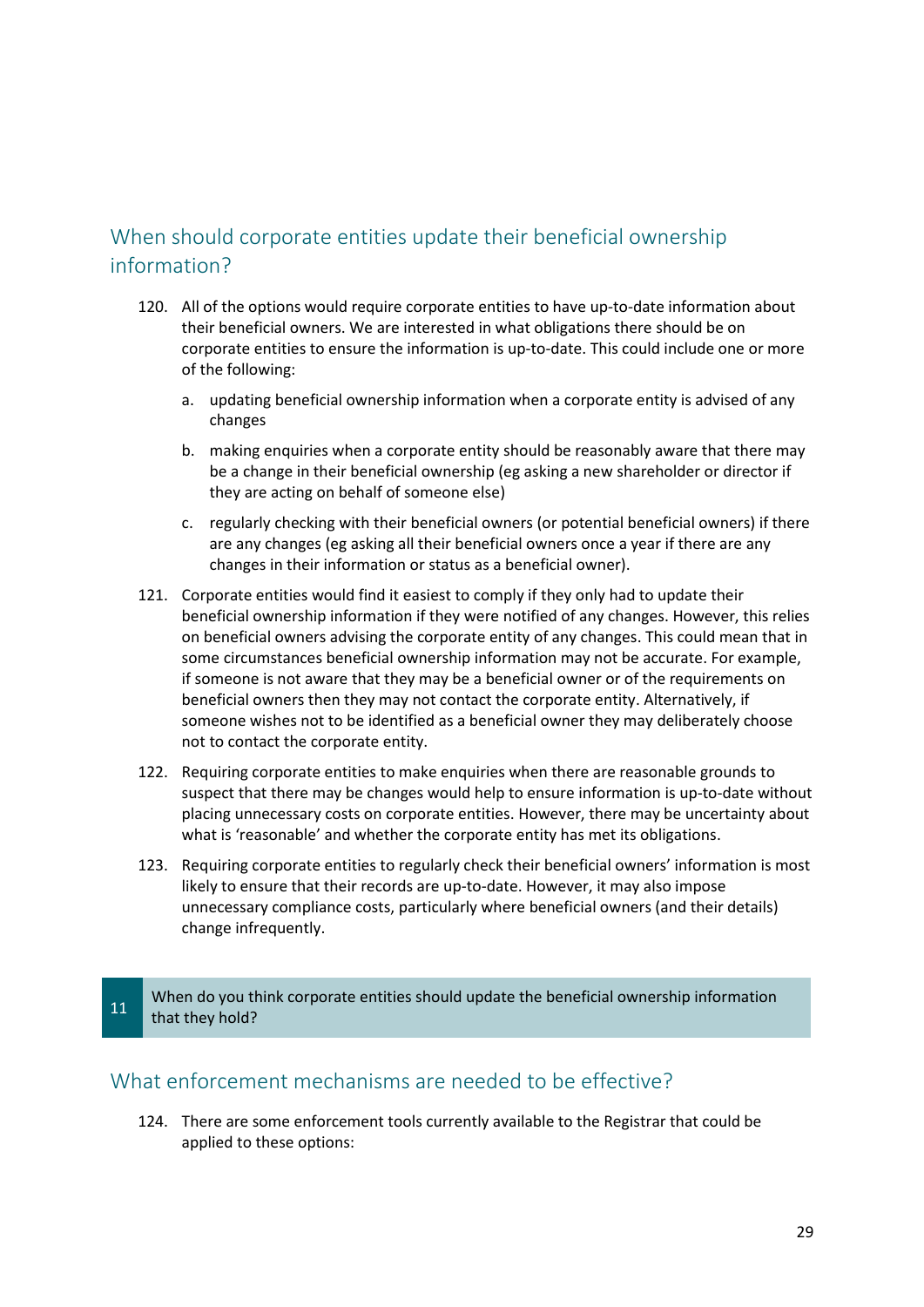## When should corporate entities update their beneficial ownership information?

120. All of the options would require corporate entities to have up-to-date information about their beneficial owners. We are interested in what obligations there should be on corporate entities to ensure the information is up-to-date. This could include one or more of the following:

    a. updating beneficial ownership information when a corporate entity is advised of any changes

    b. making enquiries when a corporate entity should be reasonably aware that there may be a change in their beneficial ownership (eg asking a new shareholder or director if they are acting on behalf of someone else)

    c. regularly checking with their beneficial owners (or potential beneficial owners) if there are any changes (eg asking all their beneficial owners once a year if there are any changes in their information or status as a beneficial owner).

121. Corporate entities would find it easiest to comply if they only had to update their beneficial ownership information if they were notified of any changes. However, this relies on beneficial owners advising the corporate entity of any changes. This could mean that in some circumstances beneficial ownership information may not be accurate. For example, if someone is not aware that they may be a beneficial owner or of the requirements on beneficial owners then they may not contact the corporate entity. Alternatively, if someone wishes not to be identified as a beneficial owner they may deliberately choose not to contact the corporate entity.

122. Requiring corporate entities to make enquiries when there are reasonable grounds to suspect that there may be changes would help to ensure information is up-to-date without placing unnecessary costs on corporate entities. However, there may be uncertainty about what is 'reasonable' and whether the corporate entity has met its obligations.

123. Requiring corporate entities to regularly check their beneficial owners' information is most likely to ensure that their records are up-to-date. However, it may also impose unnecessary compliance costs, particularly where beneficial owners (and their details) change infrequently.

| | |
|---|---|
| 11 | When do you think corporate entities should update the beneficial ownership information that they hold? |

## What enforcement mechanisms are needed to be effective?

124. There are some enforcement tools currently available to the Registrar that could be applied to these options: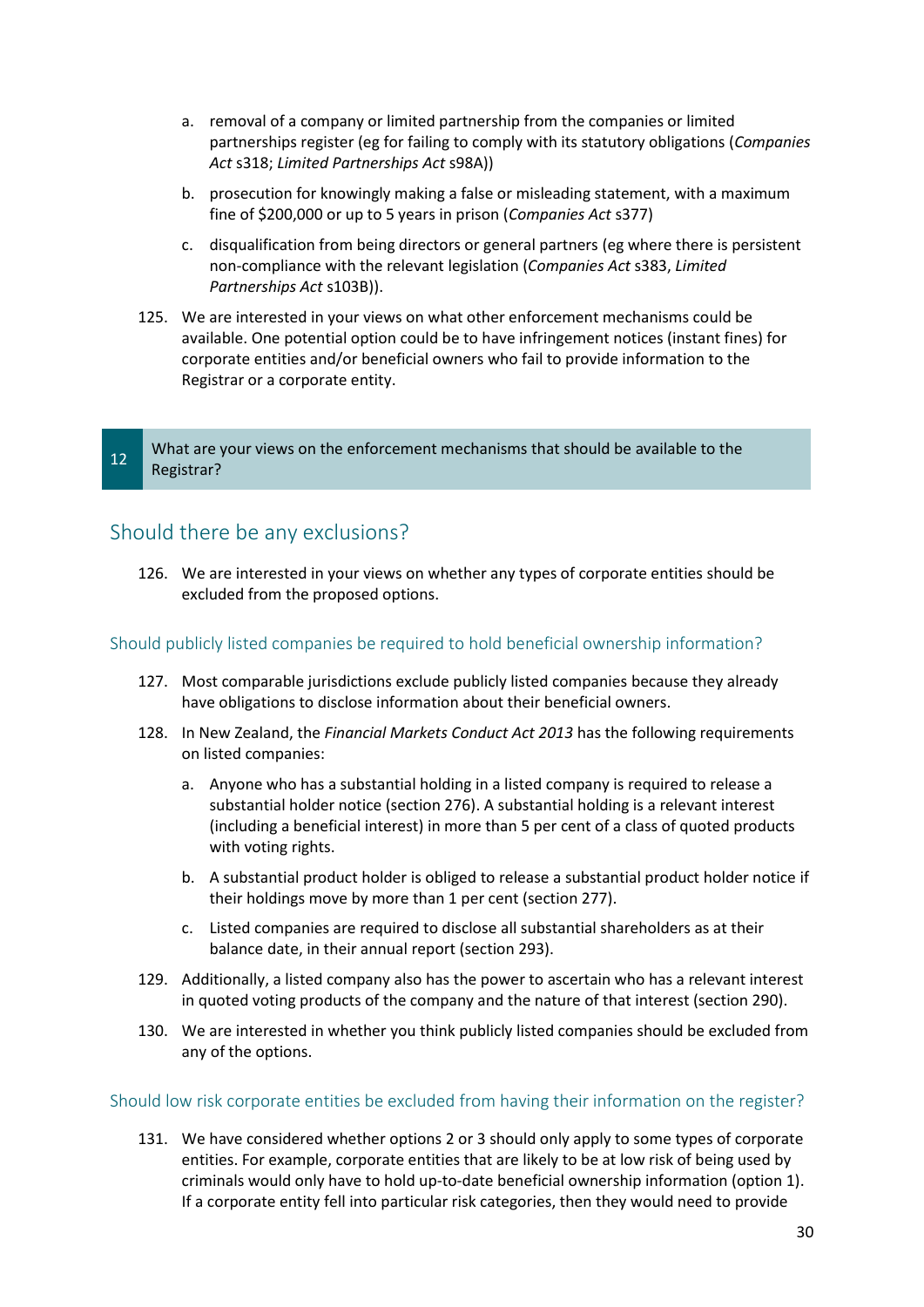a. removal of a company or limited partnership from the companies or limited partnerships register (eg for failing to comply with its statutory obligations (*Companies Act* s318; *Limited Partnerships Act* s98A))

b. prosecution for knowingly making a false or misleading statement, with a maximum fine of $200,000 or up to 5 years in prison (*Companies Act* s377)

c. disqualification from being directors or general partners (eg where there is persistent non-compliance with the relevant legislation (*Companies Act* s383, *Limited Partnerships Act* s103B)).

125. We are interested in your views on what other enforcement mechanisms could be available. One potential option could be to have infringement notices (instant fines) for corporate entities and/or beneficial owners who fail to provide information to the Registrar or a corporate entity.

| 12 | What are your views on the enforcement mechanisms that should be available to the Registrar? |
|---|---|

## Should there be any exclusions?

126. We are interested in your views on whether any types of corporate entities should be excluded from the proposed options.

### Should publicly listed companies be required to hold beneficial ownership information?

127. Most comparable jurisdictions exclude publicly listed companies because they already have obligations to disclose information about their beneficial owners.

128. In New Zealand, the *Financial Markets Conduct Act 2013* has the following requirements on listed companies:

a. Anyone who has a substantial holding in a listed company is required to release a substantial holder notice (section 276). A substantial holding is a relevant interest (including a beneficial interest) in more than 5 per cent of a class of quoted products with voting rights.

b. A substantial product holder is obliged to release a substantial product holder notice if their holdings move by more than 1 per cent (section 277).

c. Listed companies are required to disclose all substantial shareholders as at their balance date, in their annual report (section 293).

129. Additionally, a listed company also has the power to ascertain who has a relevant interest in quoted voting products of the company and the nature of that interest (section 290).

130. We are interested in whether you think publicly listed companies should be excluded from any of the options.

### Should low risk corporate entities be excluded from having their information on the register?

131. We have considered whether options 2 or 3 should only apply to some types of corporate entities. For example, corporate entities that are likely to be at low risk of being used by criminals would only have to hold up-to-date beneficial ownership information (option 1). If a corporate entity fell into particular risk categories, then they would need to provide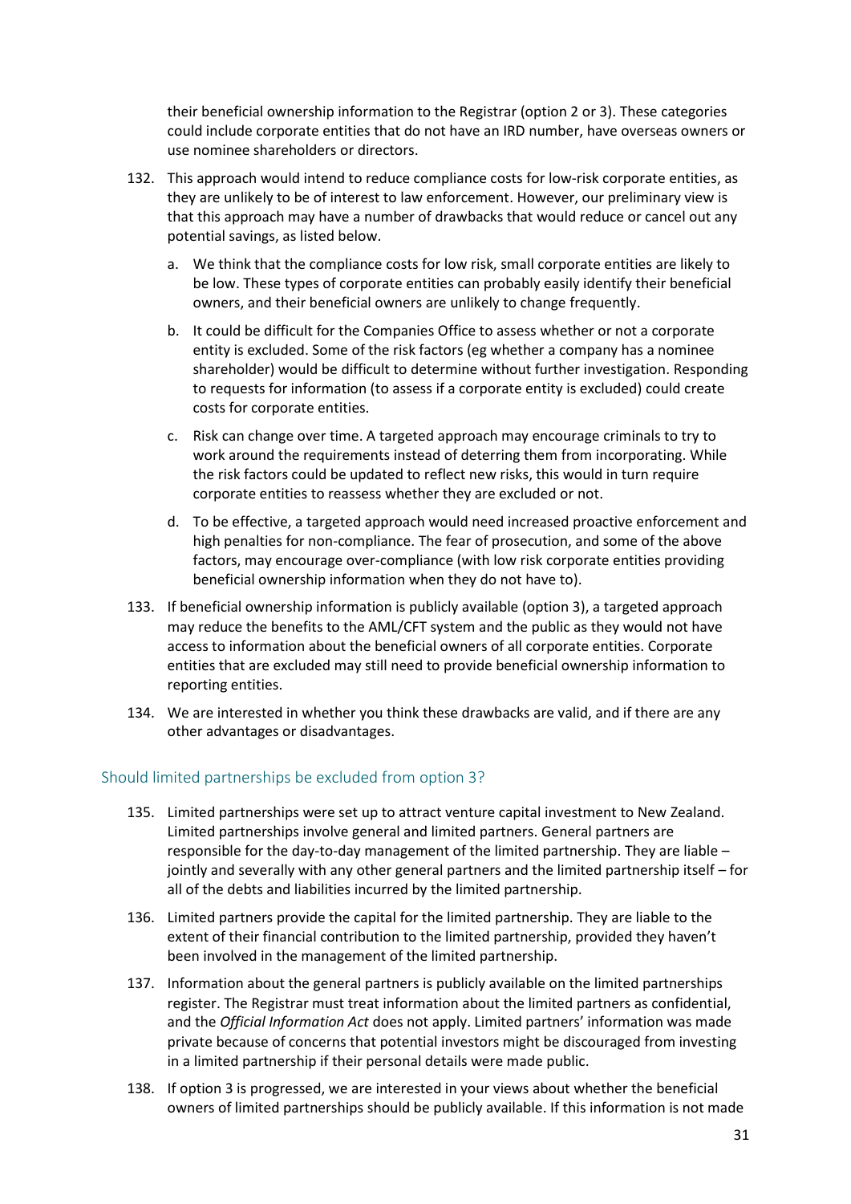their beneficial ownership information to the Registrar (option 2 or 3). These categories could include corporate entities that do not have an IRD number, have overseas owners or use nominee shareholders or directors.

132. This approach would intend to reduce compliance costs for low-risk corporate entities, as they are unlikely to be of interest to law enforcement. However, our preliminary view is that this approach may have a number of drawbacks that would reduce or cancel out any potential savings, as listed below.

    a. We think that the compliance costs for low risk, small corporate entities are likely to be low. These types of corporate entities can probably easily identify their beneficial owners, and their beneficial owners are unlikely to change frequently.

    b. It could be difficult for the Companies Office to assess whether or not a corporate entity is excluded. Some of the risk factors (eg whether a company has a nominee shareholder) would be difficult to determine without further investigation. Responding to requests for information (to assess if a corporate entity is excluded) could create costs for corporate entities.

    c. Risk can change over time. A targeted approach may encourage criminals to try to work around the requirements instead of deterring them from incorporating. While the risk factors could be updated to reflect new risks, this would in turn require corporate entities to reassess whether they are excluded or not.

    d. To be effective, a targeted approach would need increased proactive enforcement and high penalties for non-compliance. The fear of prosecution, and some of the above factors, may encourage over-compliance (with low risk corporate entities providing beneficial ownership information when they do not have to).

133. If beneficial ownership information is publicly available (option 3), a targeted approach may reduce the benefits to the AML/CFT system and the public as they would not have access to information about the beneficial owners of all corporate entities. Corporate entities that are excluded may still need to provide beneficial ownership information to reporting entities.

134. We are interested in whether you think these drawbacks are valid, and if there are any other advantages or disadvantages.

### Should limited partnerships be excluded from option 3?

135. Limited partnerships were set up to attract venture capital investment to New Zealand. Limited partnerships involve general and limited partners. General partners are responsible for the day-to-day management of the limited partnership. They are liable – jointly and severally with any other general partners and the limited partnership itself – for all of the debts and liabilities incurred by the limited partnership.

136. Limited partners provide the capital for the limited partnership. They are liable to the extent of their financial contribution to the limited partnership, provided they haven't been involved in the management of the limited partnership.

137. Information about the general partners is publicly available on the limited partnerships register. The Registrar must treat information about the limited partners as confidential, and the *Official Information Act* does not apply. Limited partners' information was made private because of concerns that potential investors might be discouraged from investing in a limited partnership if their personal details were made public.

138. If option 3 is progressed, we are interested in your views about whether the beneficial owners of limited partnerships should be publicly available. If this information is not made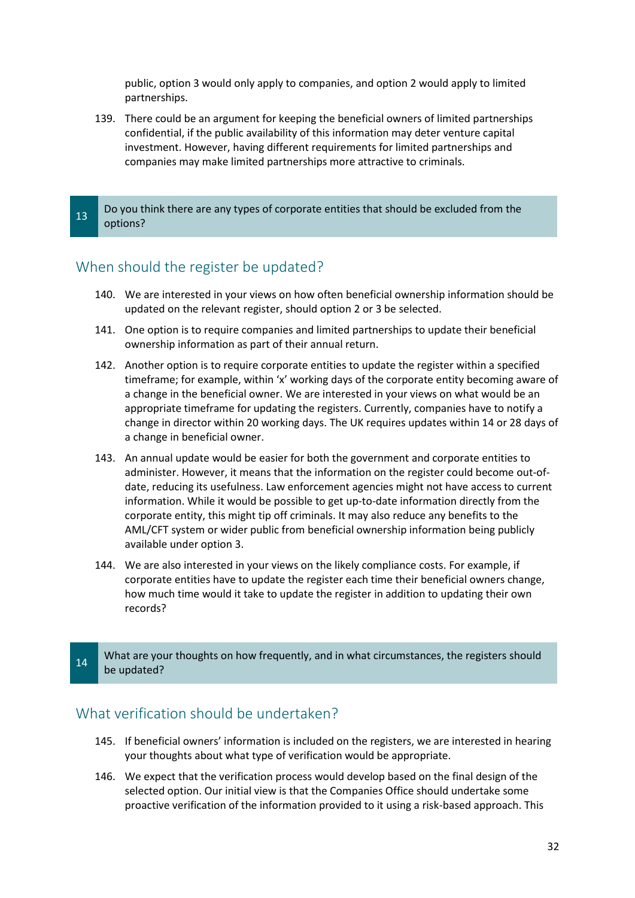public, option 3 would only apply to companies, and option 2 would apply to limited partnerships.

139. There could be an argument for keeping the beneficial owners of limited partnerships confidential, if the public availability of this information may deter venture capital investment. However, having different requirements for limited partnerships and companies may make limited partnerships more attractive to criminals.

| 13 | Do you think there are any types of corporate entities that should be excluded from the options? |
|---|---|

## When should the register be updated?

140. We are interested in your views on how often beneficial ownership information should be updated on the relevant register, should option 2 or 3 be selected.

141. One option is to require companies and limited partnerships to update their beneficial ownership information as part of their annual return.

142. Another option is to require corporate entities to update the register within a specified timeframe; for example, within 'x' working days of the corporate entity becoming aware of a change in the beneficial owner. We are interested in your views on what would be an appropriate timeframe for updating the registers. Currently, companies have to notify a change in director within 20 working days. The UK requires updates within 14 or 28 days of a change in beneficial owner.

143. An annual update would be easier for both the government and corporate entities to administer. However, it means that the information on the register could become out-of-date, reducing its usefulness. Law enforcement agencies might not have access to current information. While it would be possible to get up-to-date information directly from the corporate entity, this might tip off criminals. It may also reduce any benefits to the AML/CFT system or wider public from beneficial ownership information being publicly available under option 3.

144. We are also interested in your views on the likely compliance costs. For example, if corporate entities have to update the register each time their beneficial owners change, how much time would it take to update the register in addition to updating their own records?

| 14 | What are your thoughts on how frequently, and in what circumstances, the registers should be updated? |
|---|---|

## What verification should be undertaken?

145. If beneficial owners' information is included on the registers, we are interested in hearing your thoughts about what type of verification would be appropriate.

146. We expect that the verification process would develop based on the final design of the selected option. Our initial view is that the Companies Office should undertake some proactive verification of the information provided to it using a risk-based approach. This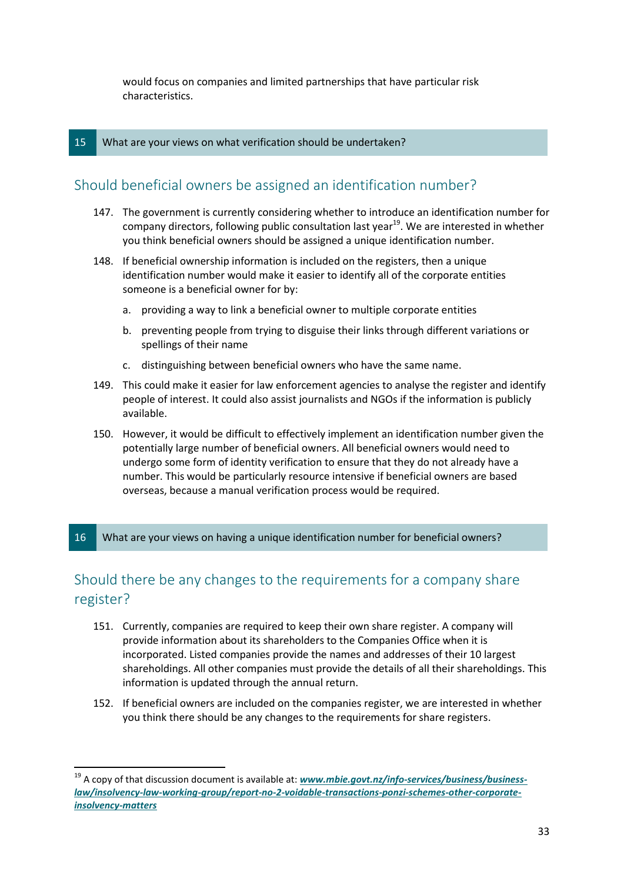would focus on companies and limited partnerships that have particular risk characteristics.

| 15 | What are your views on what verification should be undertaken? |
|---|---|

## Should beneficial owners be assigned an identification number?

147. The government is currently considering whether to introduce an identification number for company directors, following public consultation last year[19]. We are interested in whether you think beneficial owners should be assigned a unique identification number.

148. If beneficial ownership information is included on the registers, then a unique identification number would make it easier to identify all of the corporate entities someone is a beneficial owner for by:

    a. providing a way to link a beneficial owner to multiple corporate entities

    b. preventing people from trying to disguise their links through different variations or spellings of their name

    c. distinguishing between beneficial owners who have the same name.

149. This could make it easier for law enforcement agencies to analyse the register and identify people of interest. It could also assist journalists and NGOs if the information is publicly available.

150. However, it would be difficult to effectively implement an identification number given the potentially large number of beneficial owners. All beneficial owners would need to undergo some form of identity verification to ensure that they do not already have a number. This would be particularly resource intensive if beneficial owners are based overseas, because a manual verification process would be required.

| 16 | What are your views on having a unique identification number for beneficial owners? |
|---|---|

## Should there be any changes to the requirements for a company share register?

151. Currently, companies are required to keep their own share register. A company will provide information about its shareholders to the Companies Office when it is incorporated. Listed companies provide the names and addresses of their 10 largest shareholdings. All other companies must provide the details of all their shareholdings. This information is updated through the annual return.

152. If beneficial owners are included on the companies register, we are interested in whether you think there should be any changes to the requirements for share registers.

---

[19] A copy of that discussion document is available at: ***www.mbie.govt.nz/info-services/business/business-law/insolvency-law-working-group/report-no-2-voidable-transactions-ponzi-schemes-other-corporate-insolvency-matters***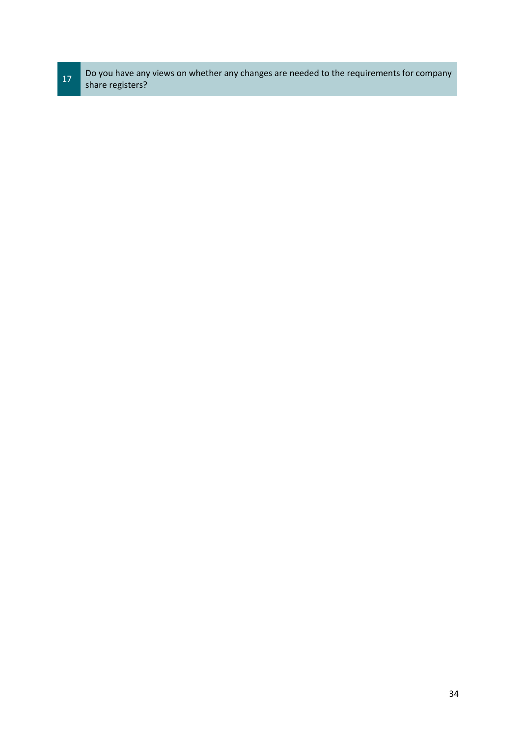| 17 | Do you have any views on whether any changes are needed to the requirements for company share registers? |
|---|---|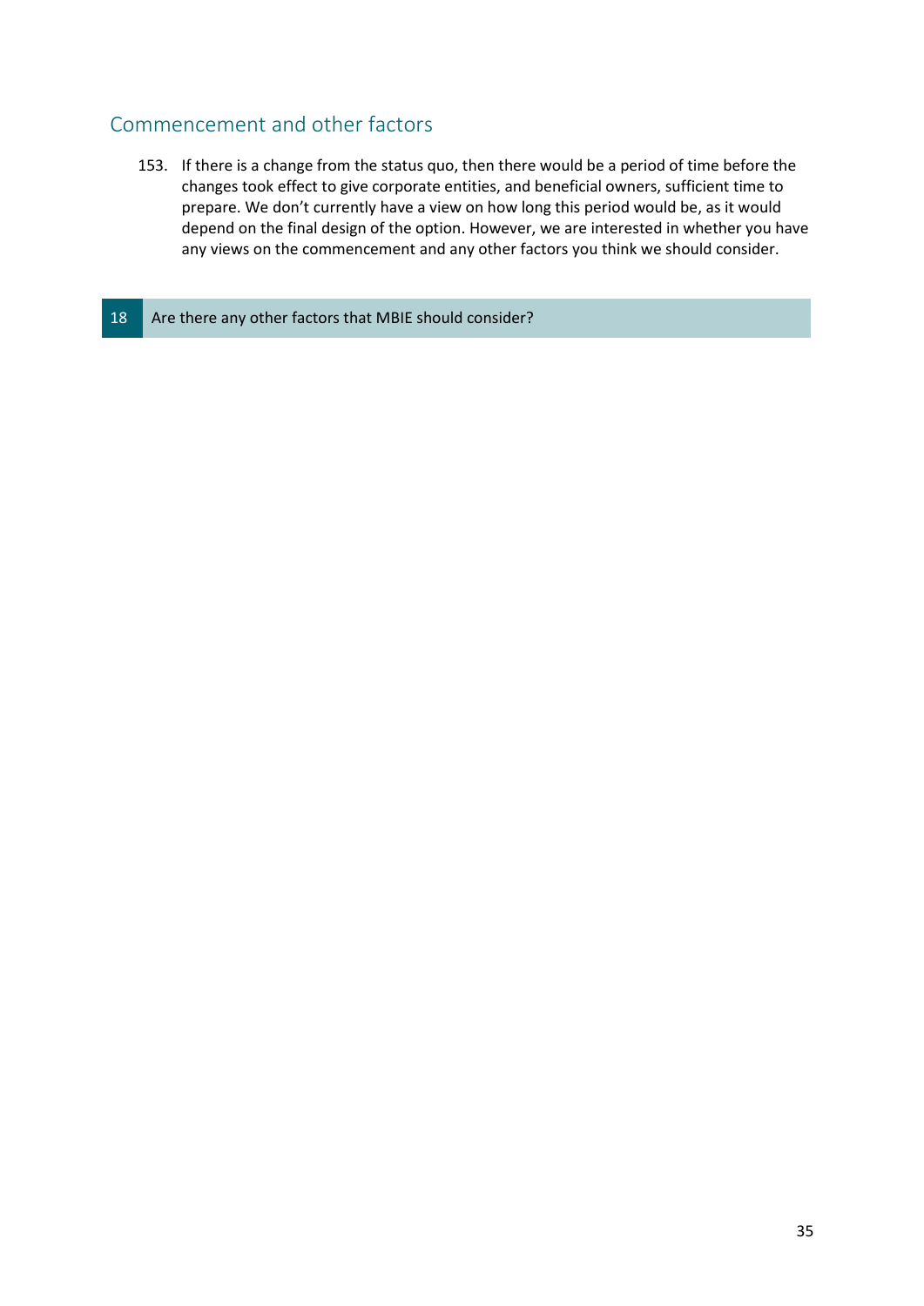## Commencement and other factors

153. If there is a change from the status quo, then there would be a period of time before the changes took effect to give corporate entities, and beneficial owners, sufficient time to prepare. We don't currently have a view on how long this period would be, as it would depend on the final design of the option. However, we are interested in whether you have any views on the commencement and any other factors you think we should consider.

| | |
|---|---|
| 18 | Are there any other factors that MBIE should consider? |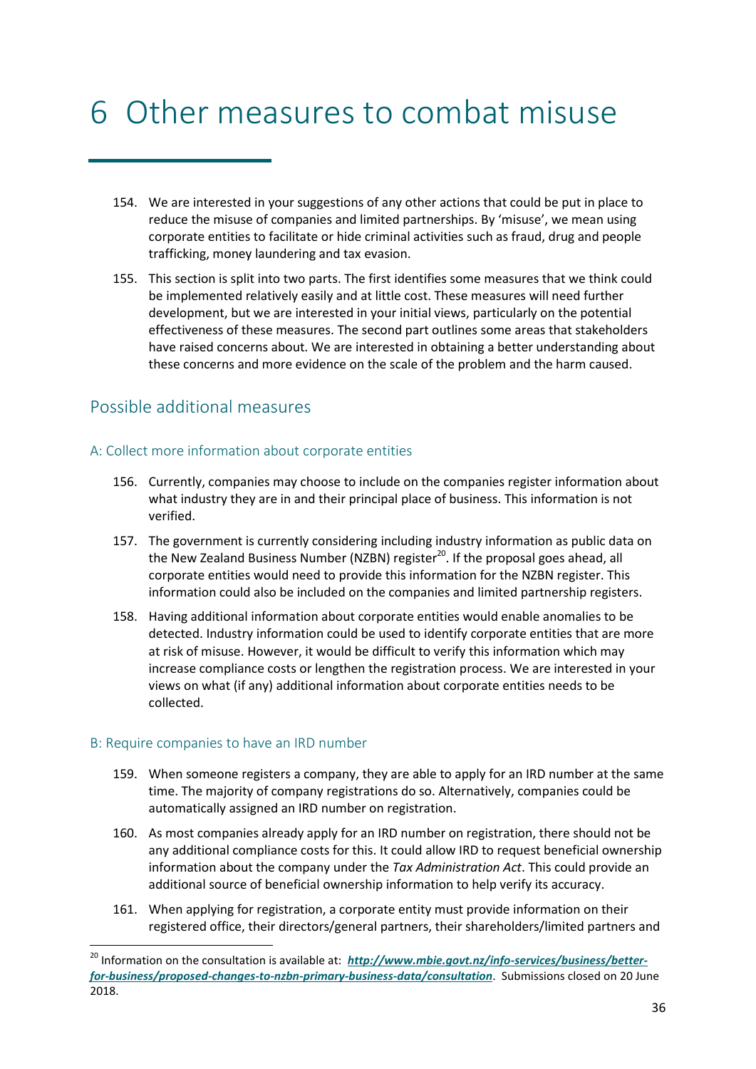# 6 Other measures to combat misuse

154. We are interested in your suggestions of any other actions that could be put in place to reduce the misuse of companies and limited partnerships. By 'misuse', we mean using corporate entities to facilitate or hide criminal activities such as fraud, drug and people trafficking, money laundering and tax evasion.

155. This section is split into two parts. The first identifies some measures that we think could be implemented relatively easily and at little cost. These measures will need further development, but we are interested in your initial views, particularly on the potential effectiveness of these measures. The second part outlines some areas that stakeholders have raised concerns about. We are interested in obtaining a better understanding about these concerns and more evidence on the scale of the problem and the harm caused.

## Possible additional measures

### A: Collect more information about corporate entities

156. Currently, companies may choose to include on the companies register information about what industry they are in and their principal place of business. This information is not verified.

157. The government is currently considering including industry information as public data on the New Zealand Business Number (NZBN) register[20]. If the proposal goes ahead, all corporate entities would need to provide this information for the NZBN register. This information could also be included on the companies and limited partnership registers.

158. Having additional information about corporate entities would enable anomalies to be detected. Industry information could be used to identify corporate entities that are more at risk of misuse. However, it would be difficult to verify this information which may increase compliance costs or lengthen the registration process. We are interested in your views on what (if any) additional information about corporate entities needs to be collected.

### B: Require companies to have an IRD number

159. When someone registers a company, they are able to apply for an IRD number at the same time. The majority of company registrations do so. Alternatively, companies could be automatically assigned an IRD number on registration.

160. As most companies already apply for an IRD number on registration, there should not be any additional compliance costs for this. It could allow IRD to request beneficial ownership information about the company under the *Tax Administration Act*. This could provide an additional source of beneficial ownership information to help verify its accuracy.

161. When applying for registration, a corporate entity must provide information on their registered office, their directors/general partners, their shareholders/limited partners and

[20] Information on the consultation is available at: ***http://www.mbie.govt.nz/info-services/business/better-for-business/proposed-changes-to-nzbn-primary-business-data/consultation***. Submissions closed on 20 June 2018.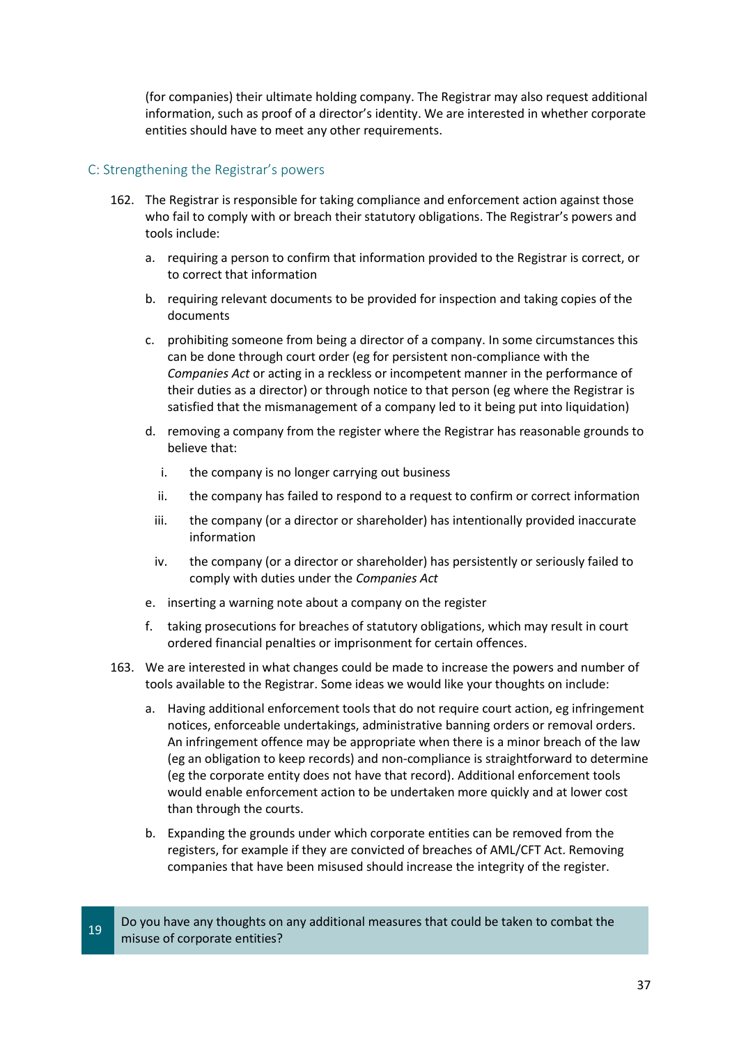(for companies) their ultimate holding company. The Registrar may also request additional information, such as proof of a director's identity. We are interested in whether corporate entities should have to meet any other requirements.

## C: Strengthening the Registrar's powers

162. The Registrar is responsible for taking compliance and enforcement action against those who fail to comply with or breach their statutory obligations. The Registrar's powers and tools include:

    a. requiring a person to confirm that information provided to the Registrar is correct, or to correct that information

    b. requiring relevant documents to be provided for inspection and taking copies of the documents

    c. prohibiting someone from being a director of a company. In some circumstances this can be done through court order (eg for persistent non-compliance with the *Companies Act* or acting in a reckless or incompetent manner in the performance of their duties as a director) or through notice to that person (eg where the Registrar is satisfied that the mismanagement of a company led to it being put into liquidation)

    d. removing a company from the register where the Registrar has reasonable grounds to believe that:

        i. the company is no longer carrying out business

        ii. the company has failed to respond to a request to confirm or correct information

        iii. the company (or a director or shareholder) has intentionally provided inaccurate information

        iv. the company (or a director or shareholder) has persistently or seriously failed to comply with duties under the *Companies Act*

    e. inserting a warning note about a company on the register

    f. taking prosecutions for breaches of statutory obligations, which may result in court ordered financial penalties or imprisonment for certain offences.

163. We are interested in what changes could be made to increase the powers and number of tools available to the Registrar. Some ideas we would like your thoughts on include:

    a. Having additional enforcement tools that do not require court action, eg infringement notices, enforceable undertakings, administrative banning orders or removal orders. An infringement offence may be appropriate when there is a minor breach of the law (eg an obligation to keep records) and non-compliance is straightforward to determine (eg the corporate entity does not have that record). Additional enforcement tools would enable enforcement action to be undertaken more quickly and at lower cost than through the courts.

    b. Expanding the grounds under which corporate entities can be removed from the registers, for example if they are convicted of breaches of AML/CFT Act. Removing companies that have been misused should increase the integrity of the register.

| 19 | Do you have any thoughts on any additional measures that could be taken to combat the misuse of corporate entities? |
|---|---|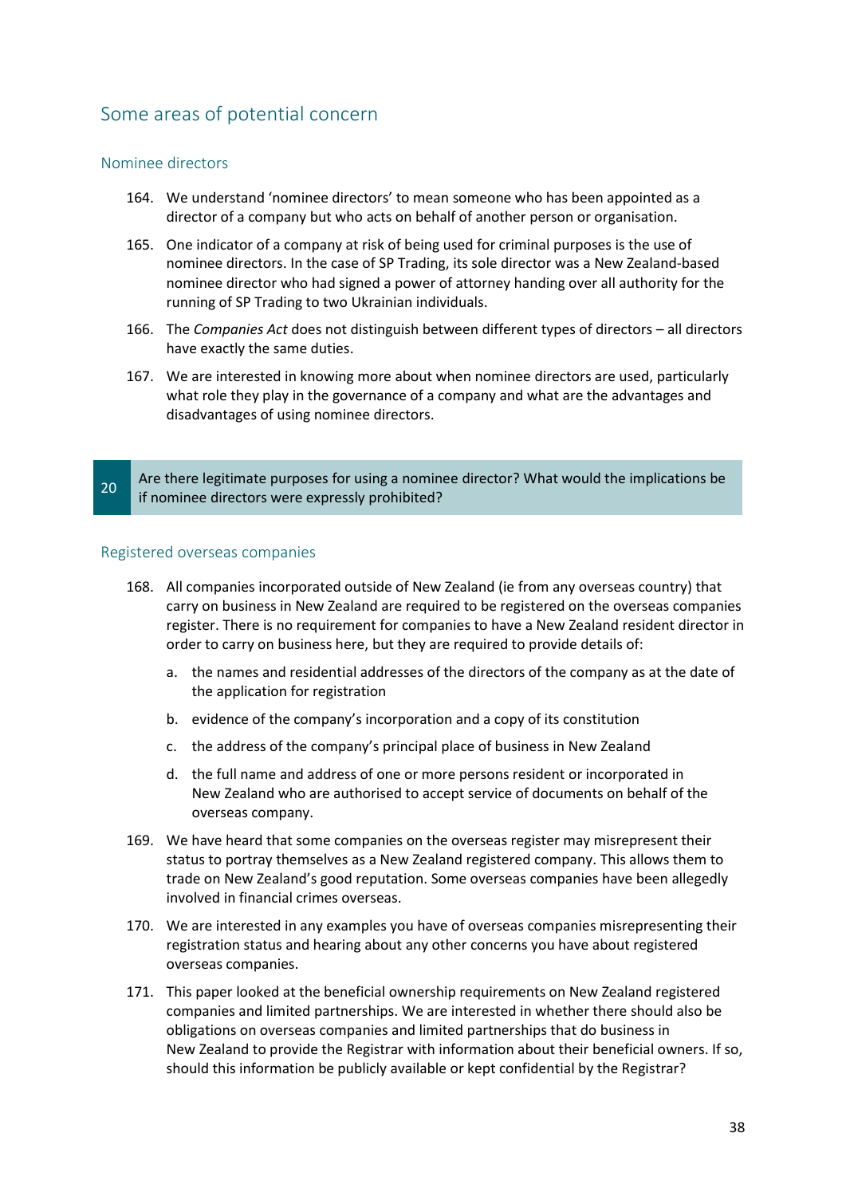## Some areas of potential concern

### Nominee directors

164. We understand 'nominee directors' to mean someone who has been appointed as a director of a company but who acts on behalf of another person or organisation.

165. One indicator of a company at risk of being used for criminal purposes is the use of nominee directors. In the case of SP Trading, its sole director was a New Zealand-based nominee director who had signed a power of attorney handing over all authority for the running of SP Trading to two Ukrainian individuals.

166. The *Companies Act* does not distinguish between different types of directors – all directors have exactly the same duties.

167. We are interested in knowing more about when nominee directors are used, particularly what role they play in the governance of a company and what are the advantages and disadvantages of using nominee directors.

| | |
|---|---|
| 20 | Are there legitimate purposes for using a nominee director? What would the implications be if nominee directors were expressly prohibited? |

### Registered overseas companies

168. All companies incorporated outside of New Zealand (ie from any overseas country) that carry on business in New Zealand are required to be registered on the overseas companies register. There is no requirement for companies to have a New Zealand resident director in order to carry on business here, but they are required to provide details of:

    a. the names and residential addresses of the directors of the company as at the date of the application for registration

    b. evidence of the company's incorporation and a copy of its constitution

    c. the address of the company's principal place of business in New Zealand

    d. the full name and address of one or more persons resident or incorporated in New Zealand who are authorised to accept service of documents on behalf of the overseas company.

169. We have heard that some companies on the overseas register may misrepresent their status to portray themselves as a New Zealand registered company. This allows them to trade on New Zealand's good reputation. Some overseas companies have been allegedly involved in financial crimes overseas.

170. We are interested in any examples you have of overseas companies misrepresenting their registration status and hearing about any other concerns you have about registered overseas companies.

171. This paper looked at the beneficial ownership requirements on New Zealand registered companies and limited partnerships. We are interested in whether there should also be obligations on overseas companies and limited partnerships that do business in New Zealand to provide the Registrar with information about their beneficial owners. If so, should this information be publicly available or kept confidential by the Registrar?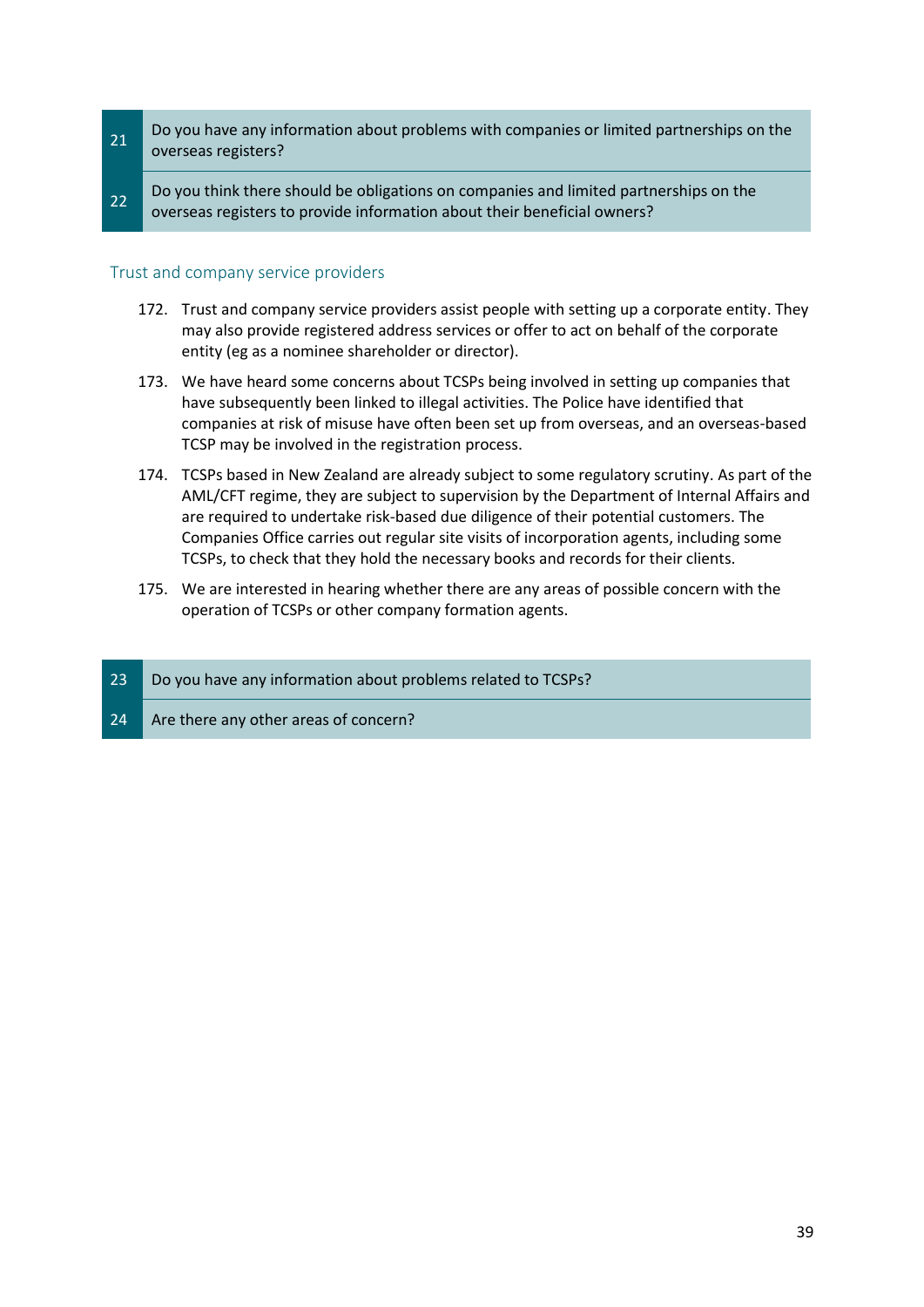| | |
|---|---|
| 21 | Do you have any information about problems with companies or limited partnerships on the overseas registers? |
| 22 | Do you think there should be obligations on companies and limited partnerships on the overseas registers to provide information about their beneficial owners? |

### Trust and company service providers

172. Trust and company service providers assist people with setting up a corporate entity. They may also provide registered address services or offer to act on behalf of the corporate entity (eg as a nominee shareholder or director).

173. We have heard some concerns about TCSPs being involved in setting up companies that have subsequently been linked to illegal activities. The Police have identified that companies at risk of misuse have often been set up from overseas, and an overseas-based TCSP may be involved in the registration process.

174. TCSPs based in New Zealand are already subject to some regulatory scrutiny. As part of the AML/CFT regime, they are subject to supervision by the Department of Internal Affairs and are required to undertake risk-based due diligence of their potential customers. The Companies Office carries out regular site visits of incorporation agents, including some TCSPs, to check that they hold the necessary books and records for their clients.

175. We are interested in hearing whether there are any areas of possible concern with the operation of TCSPs or other company formation agents.

| | |
|---|---|
| 23 | Do you have any information about problems related to TCSPs? |
| 24 | Are there any other areas of concern? |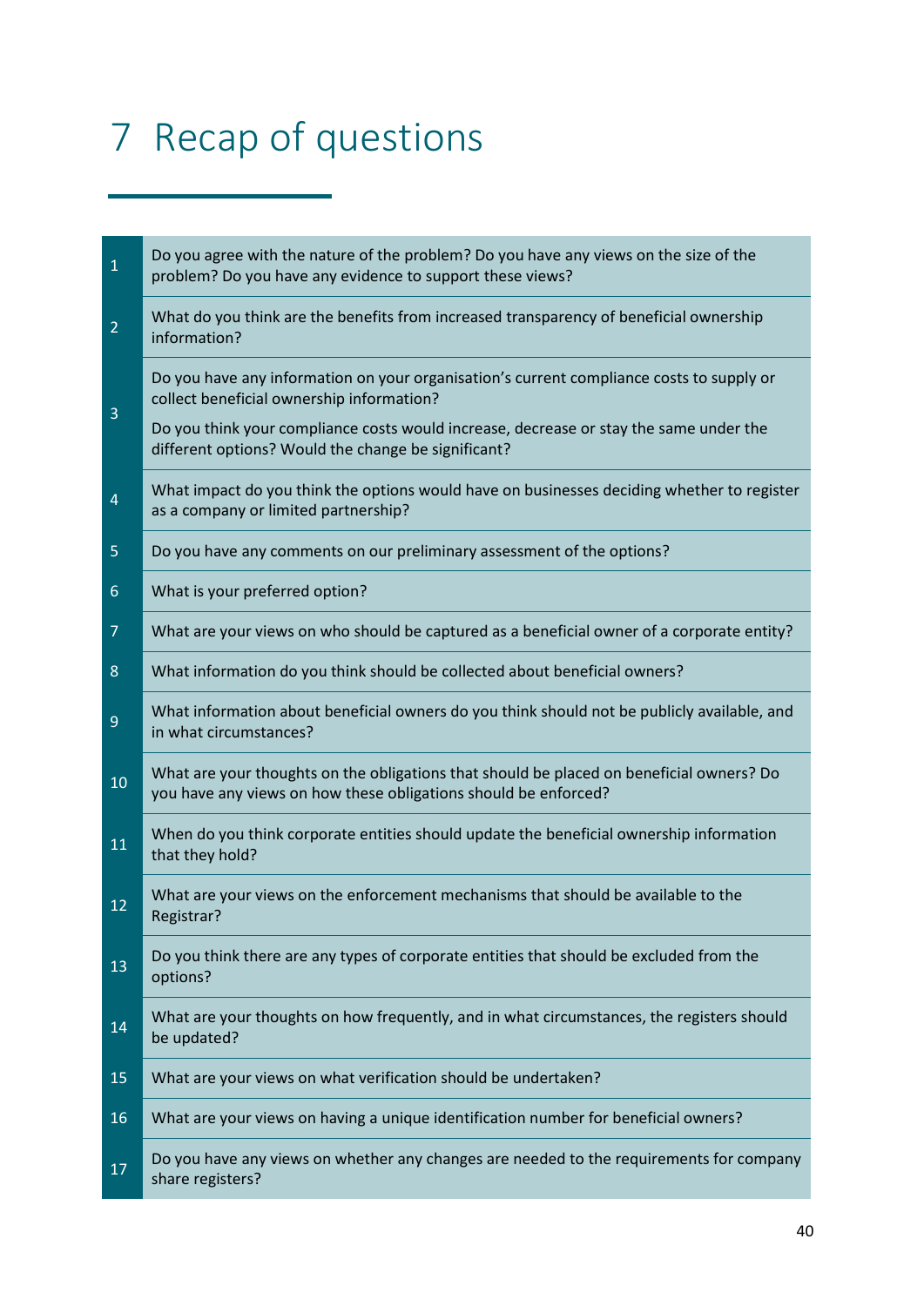# 7 Recap of questions

| | |
|---|---|
| 1 | Do you agree with the nature of the problem? Do you have any views on the size of the problem? Do you have any evidence to support these views? |
| 2 | What do you think are the benefits from increased transparency of beneficial ownership information? |
| 3 | Do you have any information on your organisation's current compliance costs to supply or collect beneficial ownership information?<br><br>Do you think your compliance costs would increase, decrease or stay the same under the different options? Would the change be significant? |
| 4 | What impact do you think the options would have on businesses deciding whether to register as a company or limited partnership? |
| 5 | Do you have any comments on our preliminary assessment of the options? |
| 6 | What is your preferred option? |
| 7 | What are your views on who should be captured as a beneficial owner of a corporate entity? |
| 8 | What information do you think should be collected about beneficial owners? |
| 9 | What information about beneficial owners do you think should not be publicly available, and in what circumstances? |
| 10 | What are your thoughts on the obligations that should be placed on beneficial owners? Do you have any views on how these obligations should be enforced? |
| 11 | When do you think corporate entities should update the beneficial ownership information that they hold? |
| 12 | What are your views on the enforcement mechanisms that should be available to the Registrar? |
| 13 | Do you think there are any types of corporate entities that should be excluded from the options? |
| 14 | What are your thoughts on how frequently, and in what circumstances, the registers should be updated? |
| 15 | What are your views on what verification should be undertaken? |
| 16 | What are your views on having a unique identification number for beneficial owners? |
| 17 | Do you have any views on whether any changes are needed to the requirements for company share registers? |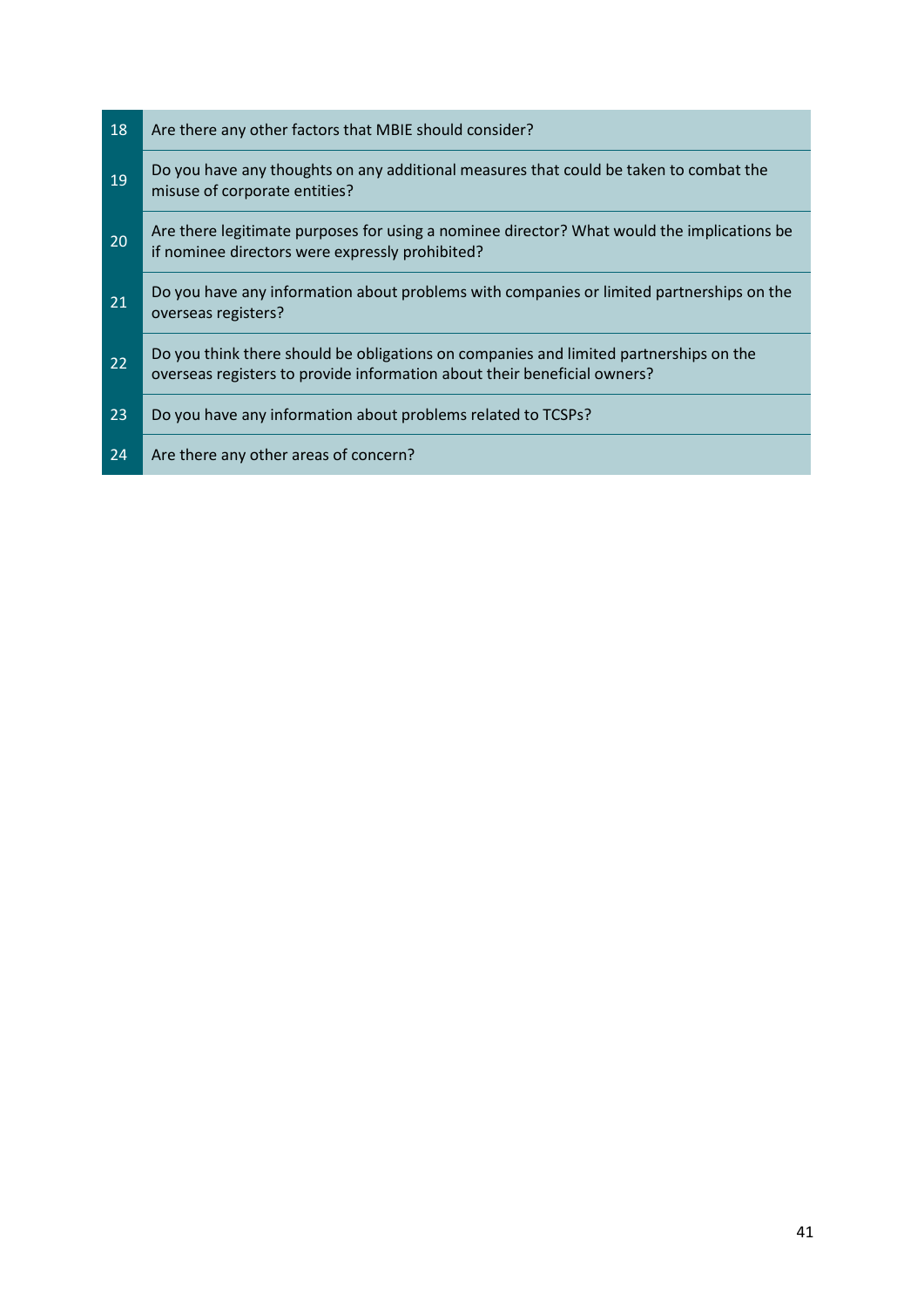| | |
|---|---|
| 18 | Are there any other factors that MBIE should consider? |
| 19 | Do you have any thoughts on any additional measures that could be taken to combat the misuse of corporate entities? |
| 20 | Are there legitimate purposes for using a nominee director? What would the implications be if nominee directors were expressly prohibited? |
| 21 | Do you have any information about problems with companies or limited partnerships on the overseas registers? |
| 22 | Do you think there should be obligations on companies and limited partnerships on the overseas registers to provide information about their beneficial owners? |
| 23 | Do you have any information about problems related to TCSPs? |
| 24 | Are there any other areas of concern? |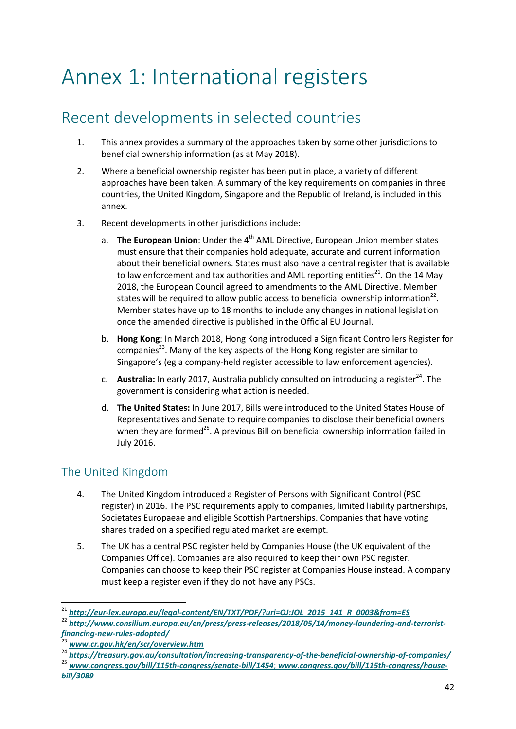# Annex 1: International registers

## Recent developments in selected countries

1. This annex provides a summary of the approaches taken by some other jurisdictions to beneficial ownership information (as at May 2018).

2. Where a beneficial ownership register has been put in place, a variety of different approaches have been taken. A summary of the key requirements on companies in three countries, the United Kingdom, Singapore and the Republic of Ireland, is included in this annex.

3. Recent developments in other jurisdictions include:

   a. **The European Union**: Under the 4th AML Directive, European Union member states must ensure that their companies hold adequate, accurate and current information about their beneficial owners. States must also have a central register that is available to law enforcement and tax authorities and AML reporting entities[21]. On the 14 May 2018, the European Council agreed to amendments to the AML Directive. Member states will be required to allow public access to beneficial ownership information[22]. Member states have up to 18 months to include any changes in national legislation once the amended directive is published in the Official EU Journal.

   b. **Hong Kong**: In March 2018, Hong Kong introduced a Significant Controllers Register for companies[23]. Many of the key aspects of the Hong Kong register are similar to Singapore's (eg a company-held register accessible to law enforcement agencies).

   c. **Australia:** In early 2017, Australia publicly consulted on introducing a register[24]. The government is considering what action is needed.

   d. **The United States:** In June 2017, Bills were introduced to the United States House of Representatives and Senate to require companies to disclose their beneficial owners when they are formed[25]. A previous Bill on beneficial ownership information failed in July 2016.

## The United Kingdom

4. The United Kingdom introduced a Register of Persons with Significant Control (PSC register) in 2016. The PSC requirements apply to companies, limited liability partnerships, Societates Europaeae and eligible Scottish Partnerships. Companies that have voting shares traded on a specified regulated market are exempt.

5. The UK has a central PSC register held by Companies House (the UK equivalent of the Companies Office). Companies are also required to keep their own PSC register. Companies can choose to keep their PSC register at Companies House instead. A company must keep a register even if they do not have any PSCs.

---

[21] *http://eur-lex.europa.eu/legal-content/EN/TXT/PDF/?uri=OJ:JOL_2015_141_R_0003&from=ES*

[22] *http://www.consilium.europa.eu/en/press/press-releases/2018/05/14/money-laundering-and-terrorist-financing-new-rules-adopted/*

[23] *www.cr.gov.hk/en/scr/overview.htm*

[24] *https://treasury.gov.au/consultation/increasing-transparency-of-the-beneficial-ownership-of-companies/*

[25] *www.congress.gov/bill/115th-congress/senate-bill/1454*; *www.congress.gov/bill/115th-congress/house-bill/3089*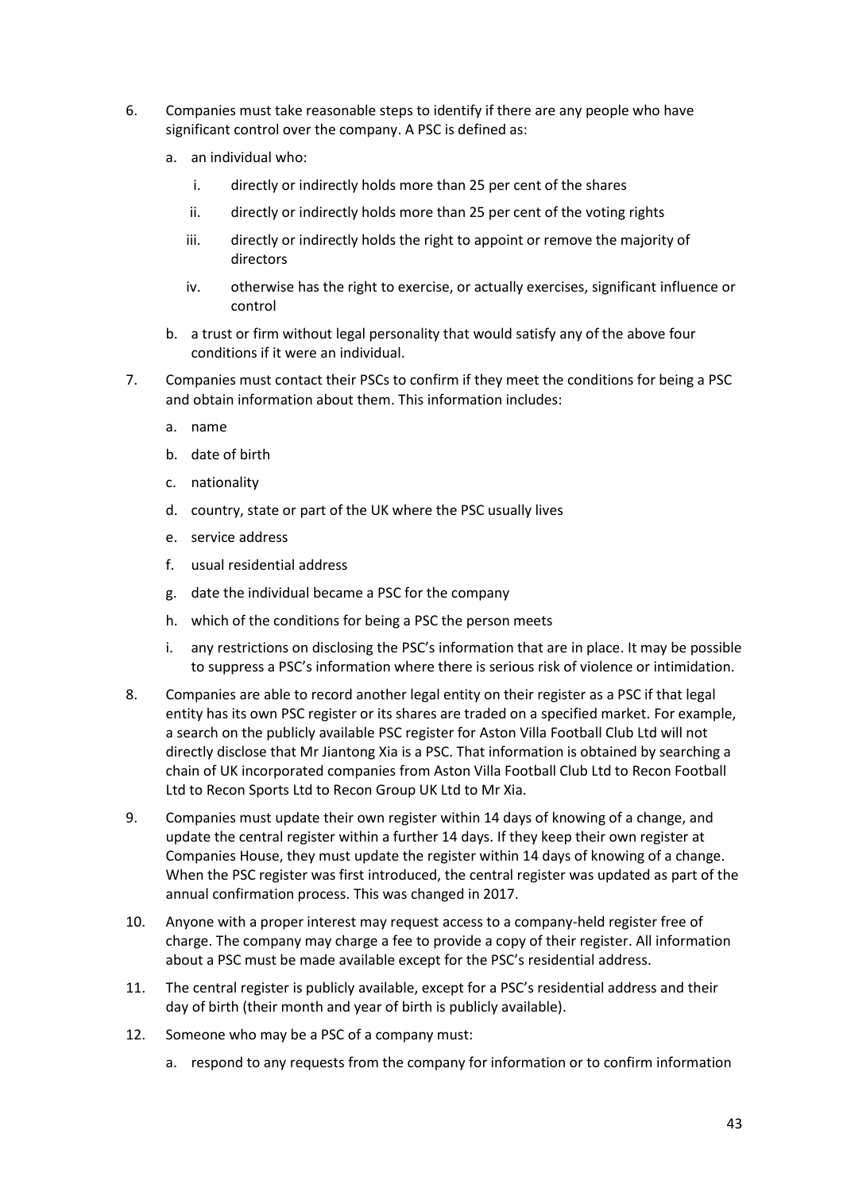6. Companies must take reasonable steps to identify if there are any people who have significant control over the company. A PSC is defined as:

   a. an individual who:

      i. directly or indirectly holds more than 25 per cent of the shares

      ii. directly or indirectly holds more than 25 per cent of the voting rights

      iii. directly or indirectly holds the right to appoint or remove the majority of directors

      iv. otherwise has the right to exercise, or actually exercises, significant influence or control

   b. a trust or firm without legal personality that would satisfy any of the above four conditions if it were an individual.

7. Companies must contact their PSCs to confirm if they meet the conditions for being a PSC and obtain information about them. This information includes:

   a. name

   b. date of birth

   c. nationality

   d. country, state or part of the UK where the PSC usually lives

   e. service address

   f. usual residential address

   g. date the individual became a PSC for the company

   h. which of the conditions for being a PSC the person meets

   i. any restrictions on disclosing the PSC's information that are in place. It may be possible to suppress a PSC's information where there is serious risk of violence or intimidation.

8. Companies are able to record another legal entity on their register as a PSC if that legal entity has its own PSC register or its shares are traded on a specified market. For example, a search on the publicly available PSC register for Aston Villa Football Club Ltd will not directly disclose that Mr Jiantong Xia is a PSC. That information is obtained by searching a chain of UK incorporated companies from Aston Villa Football Club Ltd to Recon Football Ltd to Recon Sports Ltd to Recon Group UK Ltd to Mr Xia.

9. Companies must update their own register within 14 days of knowing of a change, and update the central register within a further 14 days. If they keep their own register at Companies House, they must update the register within 14 days of knowing of a change. When the PSC register was first introduced, the central register was updated as part of the annual confirmation process. This was changed in 2017.

10. Anyone with a proper interest may request access to a company-held register free of charge. The company may charge a fee to provide a copy of their register. All information about a PSC must be made available except for the PSC's residential address.

11. The central register is publicly available, except for a PSC's residential address and their day of birth (their month and year of birth is publicly available).

12. Someone who may be a PSC of a company must:

    a. respond to any requests from the company for information or to confirm information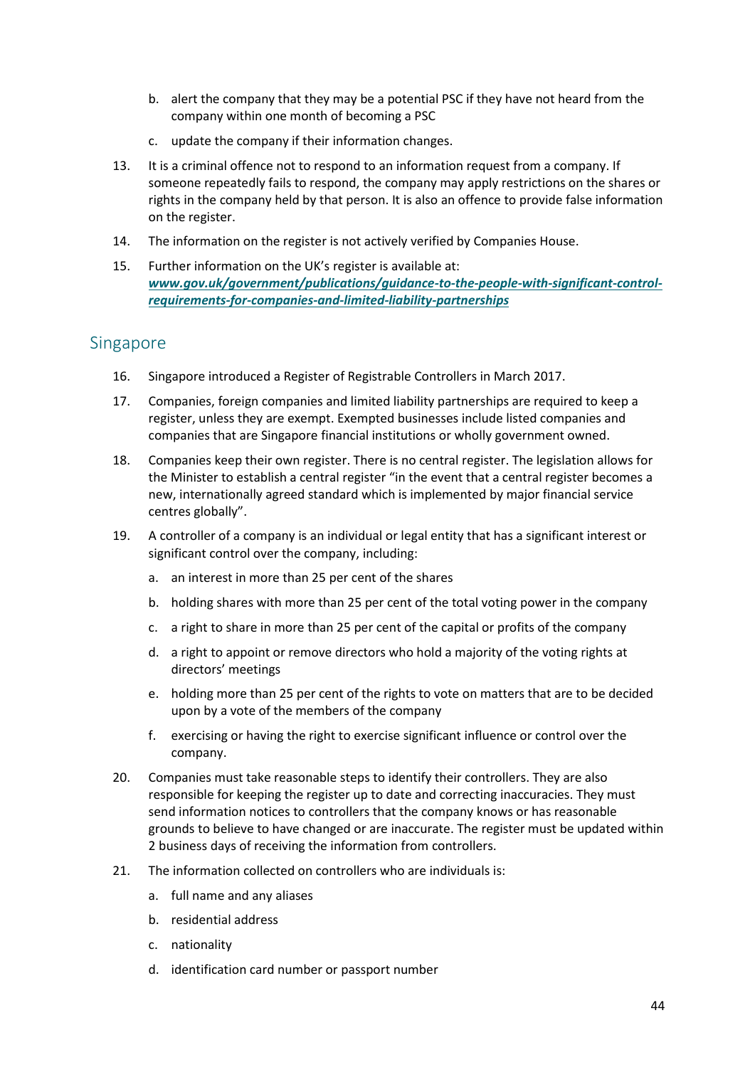b. alert the company that they may be a potential PSC if they have not heard from the company within one month of becoming a PSC

c. update the company if their information changes.

13. It is a criminal offence not to respond to an information request from a company. If someone repeatedly fails to respond, the company may apply restrictions on the shares or rights in the company held by that person. It is also an offence to provide false information on the register.

14. The information on the register is not actively verified by Companies House.

15. Further information on the UK's register is available at: ***www.gov.uk/government/publications/guidance-to-the-people-with-significant-control-requirements-for-companies-and-limited-liability-partnerships***

## Singapore

16. Singapore introduced a Register of Registrable Controllers in March 2017.

17. Companies, foreign companies and limited liability partnerships are required to keep a register, unless they are exempt. Exempted businesses include listed companies and companies that are Singapore financial institutions or wholly government owned.

18. Companies keep their own register. There is no central register. The legislation allows for the Minister to establish a central register "in the event that a central register becomes a new, internationally agreed standard which is implemented by major financial service centres globally".

19. A controller of a company is an individual or legal entity that has a significant interest or significant control over the company, including:

    a. an interest in more than 25 per cent of the shares

    b. holding shares with more than 25 per cent of the total voting power in the company

    c. a right to share in more than 25 per cent of the capital or profits of the company

    d. a right to appoint or remove directors who hold a majority of the voting rights at directors' meetings

    e. holding more than 25 per cent of the rights to vote on matters that are to be decided upon by a vote of the members of the company

    f. exercising or having the right to exercise significant influence or control over the company.

20. Companies must take reasonable steps to identify their controllers. They are also responsible for keeping the register up to date and correcting inaccuracies. They must send information notices to controllers that the company knows or has reasonable grounds to believe to have changed or are inaccurate. The register must be updated within 2 business days of receiving the information from controllers.

21. The information collected on controllers who are individuals is:

    a. full name and any aliases

    b. residential address

    c. nationality

    d. identification card number or passport number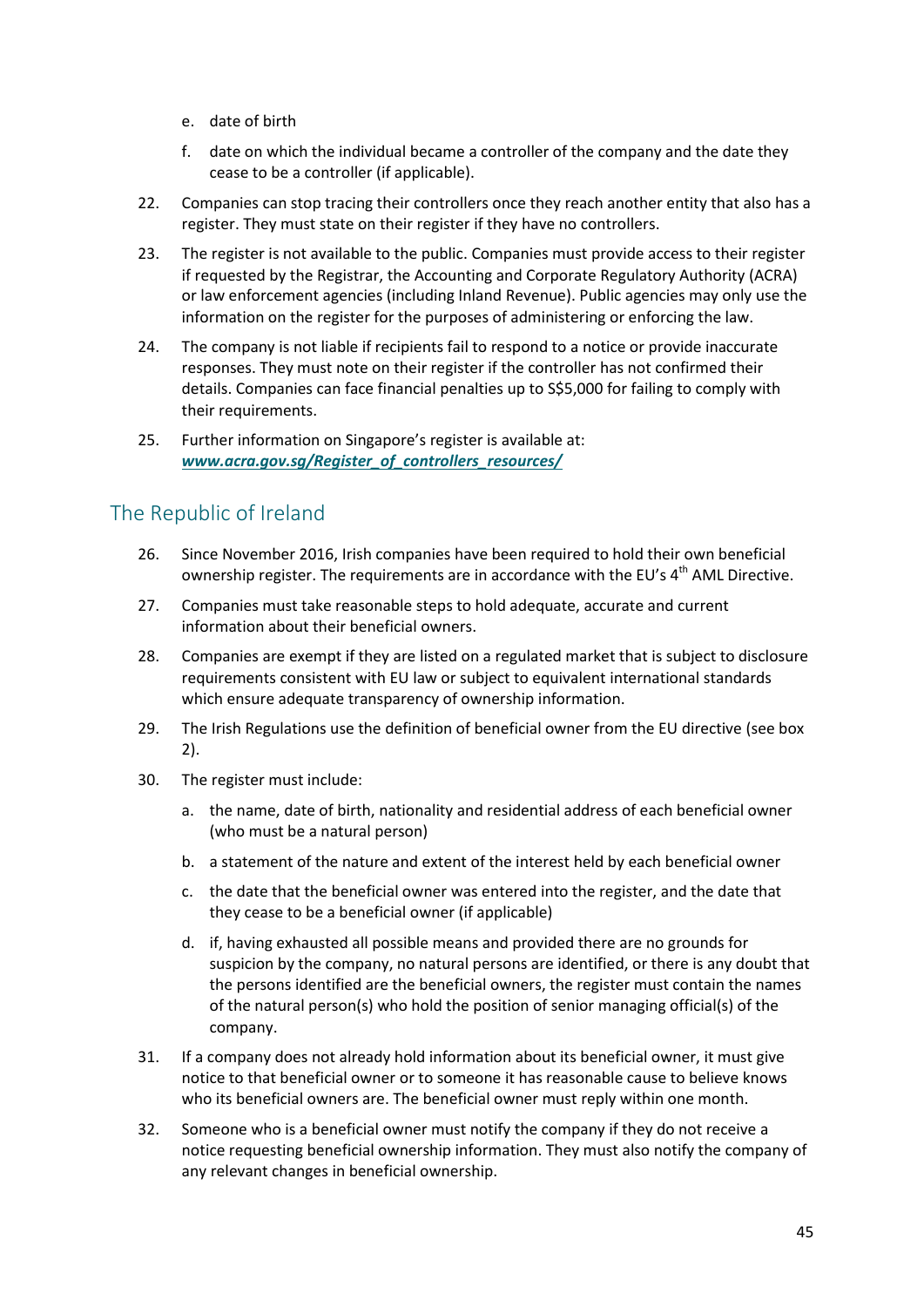e. date of birth

f. date on which the individual became a controller of the company and the date they cease to be a controller (if applicable).

22. Companies can stop tracing their controllers once they reach another entity that also has a register. They must state on their register if they have no controllers.

23. The register is not available to the public. Companies must provide access to their register if requested by the Registrar, the Accounting and Corporate Regulatory Authority (ACRA) or law enforcement agencies (including Inland Revenue). Public agencies may only use the information on the register for the purposes of administering or enforcing the law.

24. The company is not liable if recipients fail to respond to a notice or provide inaccurate responses. They must note on their register if the controller has not confirmed their details. Companies can face financial penalties up to S$5,000 for failing to comply with their requirements.

25. Further information on Singapore's register is available at: ***www.acra.gov.sg/Register_of_controllers_resources/***

## The Republic of Ireland

26. Since November 2016, Irish companies have been required to hold their own beneficial ownership register. The requirements are in accordance with the EU's 4th AML Directive.

27. Companies must take reasonable steps to hold adequate, accurate and current information about their beneficial owners.

28. Companies are exempt if they are listed on a regulated market that is subject to disclosure requirements consistent with EU law or subject to equivalent international standards which ensure adequate transparency of ownership information.

29. The Irish Regulations use the definition of beneficial owner from the EU directive (see box 2).

30. The register must include:

    a. the name, date of birth, nationality and residential address of each beneficial owner (who must be a natural person)

    b. a statement of the nature and extent of the interest held by each beneficial owner

    c. the date that the beneficial owner was entered into the register, and the date that they cease to be a beneficial owner (if applicable)

    d. if, having exhausted all possible means and provided there are no grounds for suspicion by the company, no natural persons are identified, or there is any doubt that the persons identified are the beneficial owners, the register must contain the names of the natural person(s) who hold the position of senior managing official(s) of the company.

31. If a company does not already hold information about its beneficial owner, it must give notice to that beneficial owner or to someone it has reasonable cause to believe knows who its beneficial owners are. The beneficial owner must reply within one month.

32. Someone who is a beneficial owner must notify the company if they do not receive a notice requesting beneficial ownership information. They must also notify the company of any relevant changes in beneficial ownership.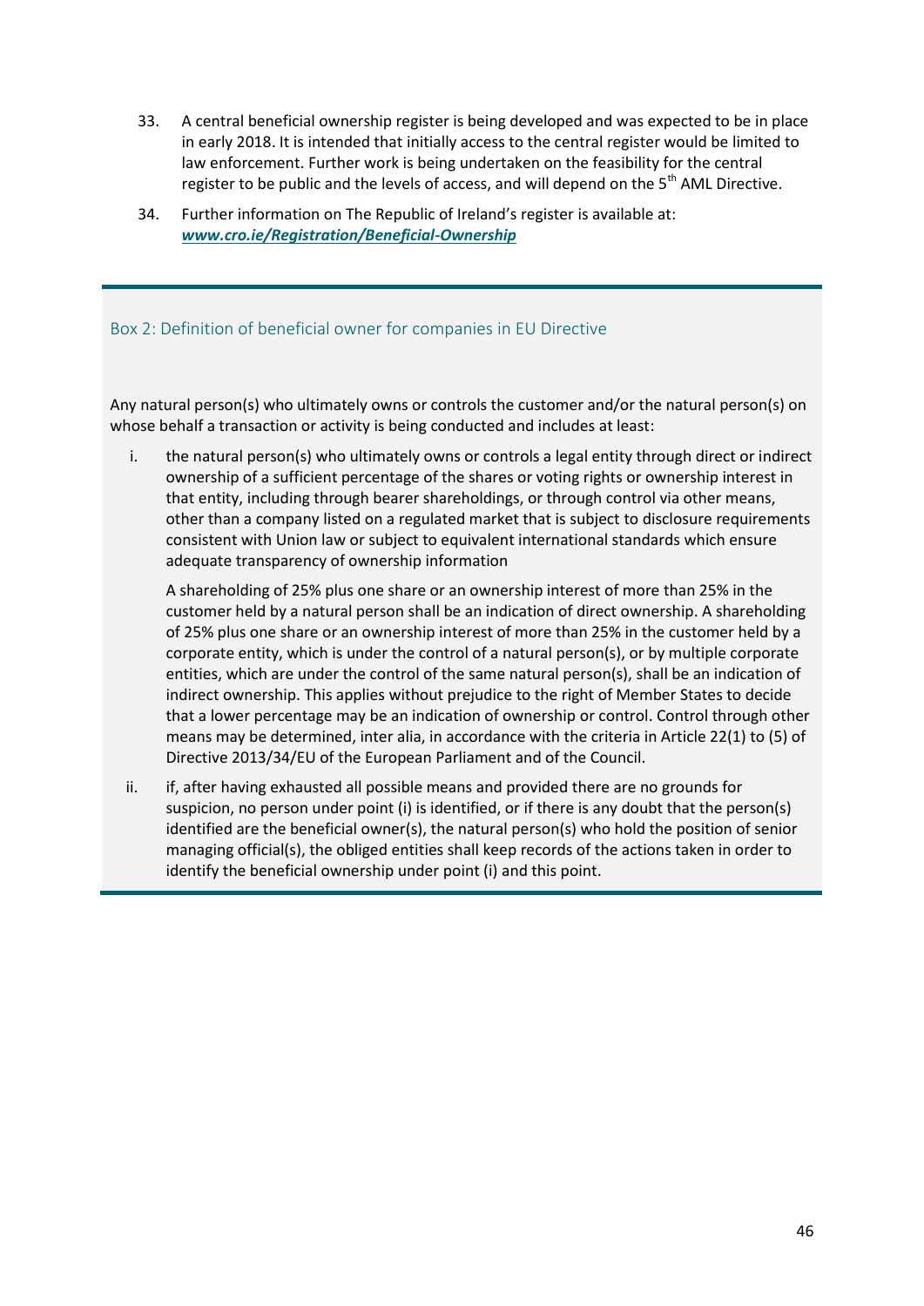33. A central beneficial ownership register is being developed and was expected to be in place in early 2018. It is intended that initially access to the central register would be limited to law enforcement. Further work is being undertaken on the feasibility for the central register to be public and the levels of access, and will depend on the 5th AML Directive.

34. Further information on The Republic of Ireland's register is available at: ***www.cro.ie/Registration/Beneficial-Ownership***

---

### Box 2: Definition of beneficial owner for companies in EU Directive

Any natural person(s) who ultimately owns or controls the customer and/or the natural person(s) on whose behalf a transaction or activity is being conducted and includes at least:

i. the natural person(s) who ultimately owns or controls a legal entity through direct or indirect ownership of a sufficient percentage of the shares or voting rights or ownership interest in that entity, including through bearer shareholdings, or through control via other means, other than a company listed on a regulated market that is subject to disclosure requirements consistent with Union law or subject to equivalent international standards which ensure adequate transparency of ownership information

   A shareholding of 25% plus one share or an ownership interest of more than 25% in the customer held by a natural person shall be an indication of direct ownership. A shareholding of 25% plus one share or an ownership interest of more than 25% in the customer held by a corporate entity, which is under the control of a natural person(s), or by multiple corporate entities, which are under the control of the same natural person(s), shall be an indication of indirect ownership. This applies without prejudice to the right of Member States to decide that a lower percentage may be an indication of ownership or control. Control through other means may be determined, inter alia, in accordance with the criteria in Article 22(1) to (5) of Directive 2013/34/EU of the European Parliament and of the Council.

ii. if, after having exhausted all possible means and provided there are no grounds for suspicion, no person under point (i) is identified, or if there is any doubt that the person(s) identified are the beneficial owner(s), the natural person(s) who hold the position of senior managing official(s), the obliged entities shall keep records of the actions taken in order to identify the beneficial ownership under point (i) and this point.

---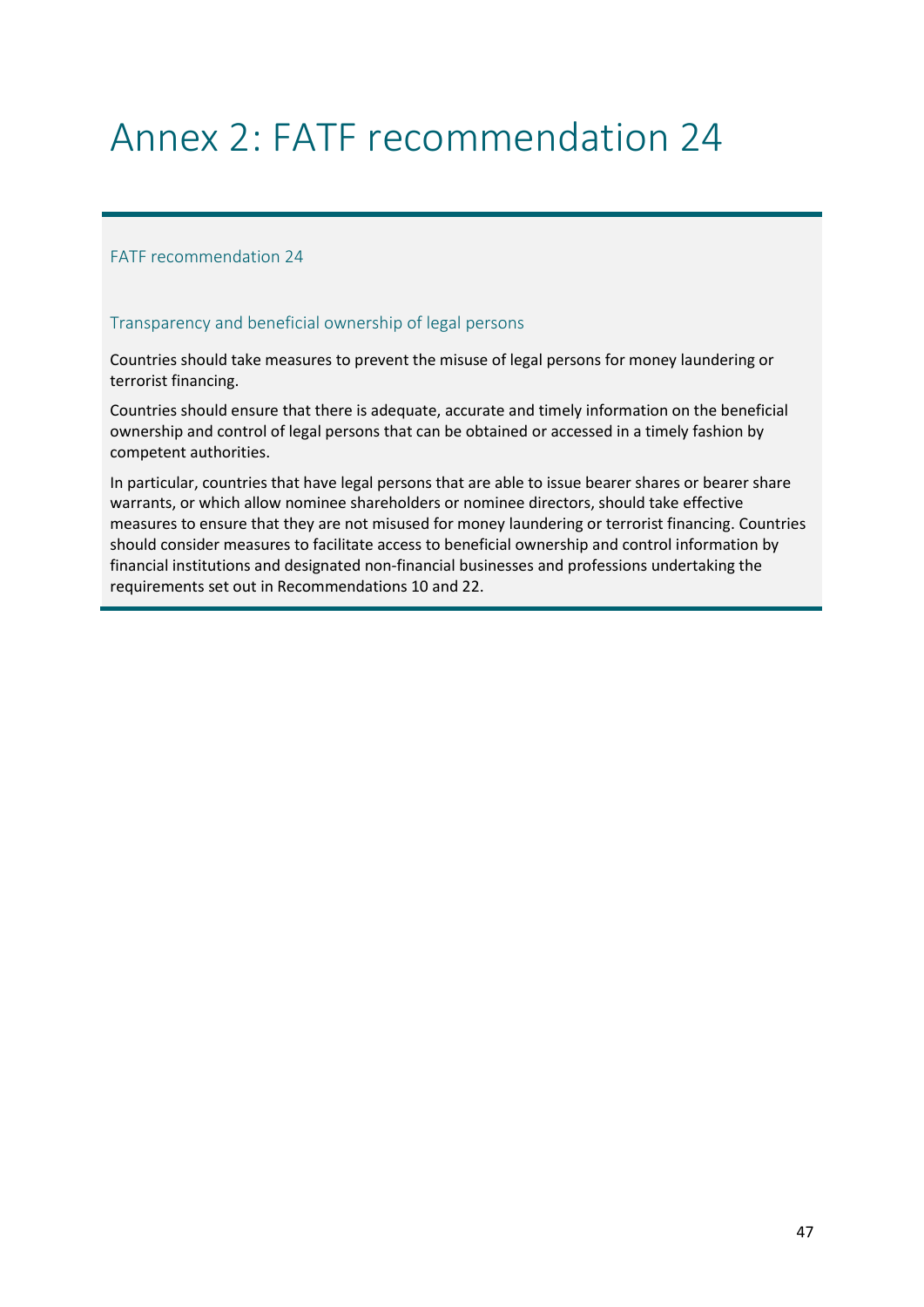# Annex 2: FATF recommendation 24

### FATF recommendation 24

### Transparency and beneficial ownership of legal persons

Countries should take measures to prevent the misuse of legal persons for money laundering or terrorist financing.

Countries should ensure that there is adequate, accurate and timely information on the beneficial ownership and control of legal persons that can be obtained or accessed in a timely fashion by competent authorities.

In particular, countries that have legal persons that are able to issue bearer shares or bearer share warrants, or which allow nominee shareholders or nominee directors, should take effective measures to ensure that they are not misused for money laundering or terrorist financing. Countries should consider measures to facilitate access to beneficial ownership and control information by financial institutions and designated non-financial businesses and professions undertaking the requirements set out in Recommendations 10 and 22.